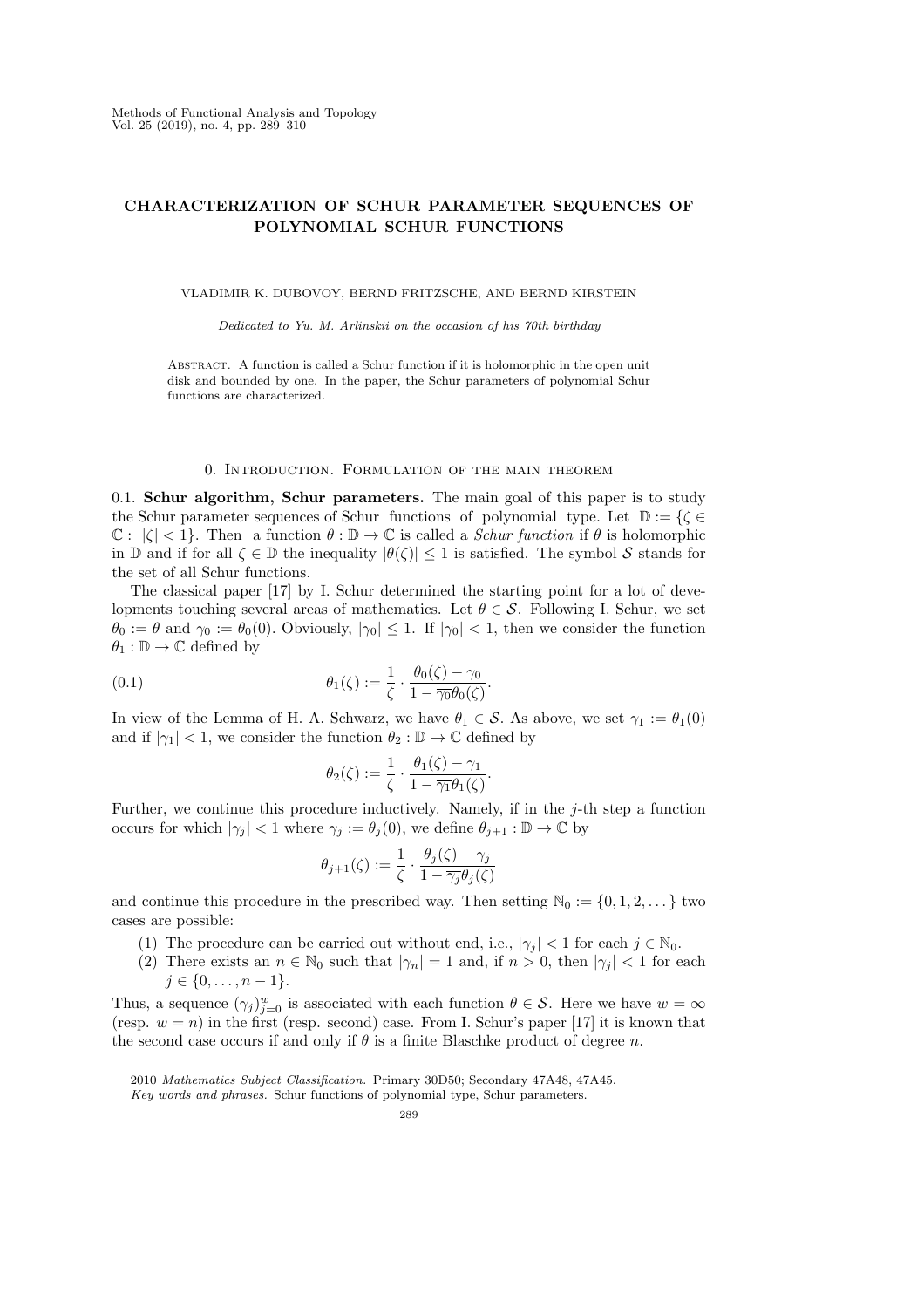# CHARACTERIZATION OF SCHUR PARAMETER SEQUENCES OF POLYNOMIAL SCHUR FUNCTIONS

VLADIMIR K. DUBOVOY, BERND FRITZSCHE, AND BERND KIRSTEIN

*Dedicated to Yu. M. Arlinskii on the occasion of his 70th birthday*

Abstract. A function is called a Schur function if it is holomorphic in the open unit disk and bounded by one. In the paper, the Schur parameters of polynomial Schur functions are characterized.

## 0. Introduction. Formulation of the main theorem

0.1. **Schur algorithm, Schur parameters.** The main goal of this paper is to study the Schur parameter sequences of Schur functions of polynomial type. Let $\mathbb{D} := \{\zeta \in \mathbb{C} : |\zeta| < 1\}$. Then a function $\theta : \mathbb{D} \to \mathbb{C}$ is called a *Schur function* if $\theta$ is holomorphic in $\mathbb{D}$ and if for all $\zeta \in \mathbb{D}$ the inequality $|\theta(\zeta)| \leq 1$ is satisfied. The symbol $\mathcal{S}$ stands for the set of all Schur functions.

The classical paper [17] by I. Schur determined the starting point for a lot of developments touching several areas of mathematics. Let $\theta \in \mathcal{S}$. Following I. Schur, we set $\theta_0 := \theta$ and $\gamma_0 := \theta_0(0)$. Obviously, $|\gamma_0| \leq 1$. If $|\gamma_0| < 1$, then we consider the function $\theta_1 : \mathbb{D} \to \mathbb{C}$ defined by

$$\theta_1(\zeta) := \frac{1}{\zeta} \cdot \frac{\theta_0(\zeta) - \gamma_0}{1 - \overline{\gamma_0}\theta_0(\zeta)}. \tag{0.1}$$

In view of the Lemma of H. A. Schwarz, we have $\theta_1 \in \mathcal{S}$. As above, we set $\gamma_1 := \theta_1(0)$ and if $|\gamma_1| < 1$, we consider the function $\theta_2 : \mathbb{D} \to \mathbb{C}$ defined by

$$\theta_2(\zeta) := \frac{1}{\zeta} \cdot \frac{\theta_1(\zeta) - \gamma_1}{1 - \overline{\gamma_1}\theta_1(\zeta)}.$$

Further, we continue this procedure inductively. Namely, if in the $j$-th step a function occurs for which $|\gamma_j| < 1$ where $\gamma_j := \theta_j(0)$, we define $\theta_{j+1} : \mathbb{D} \to \mathbb{C}$ by

$$\theta_{j+1}(\zeta) := \frac{1}{\zeta} \cdot \frac{\theta_j(\zeta) - \gamma_j}{1 - \overline{\gamma_j}\theta_j(\zeta)}$$

and continue this procedure in the prescribed way. Then setting $\mathbb{N}_0 := \{0, 1, 2, \dots\}$ two cases are possible:

1. The procedure can be carried out without end, i.e., $|\gamma_j| < 1$ for each $j \in \mathbb{N}_0$.
2. There exists an $n \in \mathbb{N}_0$ such that $|\gamma_n| = 1$ and, if $n > 0$, then $|\gamma_j| < 1$ for each $j \in \{0, \dots, n-1\}$.

Thus, a sequence $(\gamma_j)_{j=0}^{w}$ is associated with each function $\theta \in \mathcal{S}$. Here we have $w = \infty$ (resp. $w = n$) in the first (resp. second) case. From I. Schur's paper [17] it is known that the second case occurs if and only if $\theta$ is a finite Blaschke product of degree $n$.

2010 *Mathematics Subject Classification.* Primary 30D50; Secondary 47A48, 47A45.

*Key words and phrases.* Schur functions of polynomial type, Schur parameters.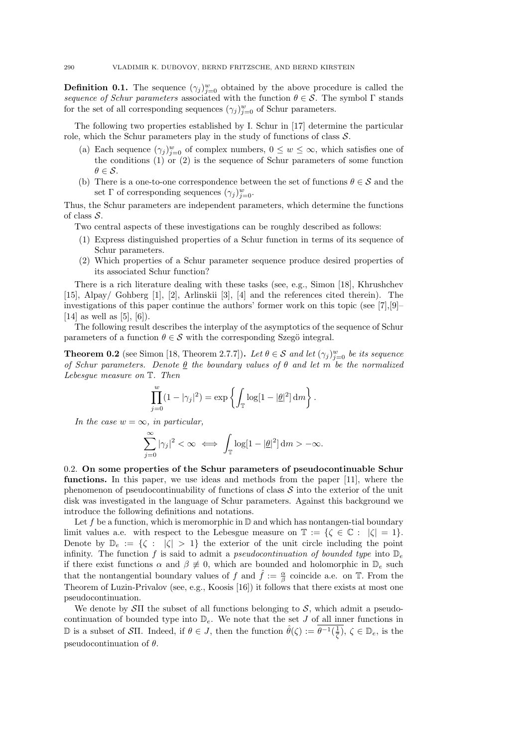**Definition 0.1.** The sequence $(\gamma_j)_{j=0}^w$ obtained by the above procedure is called the *sequence of Schur parameters* associated with the function $\theta \in \mathcal{S}$. The symbol $\Gamma$ stands for the set of all corresponding sequences $(\gamma_j)_{j=0}^w$ of Schur parameters.

The following two properties established by I. Schur in [17] determine the particular role, which the Schur parameters play in the study of functions of class $\mathcal{S}$.

(a) Each sequence $(\gamma_j)_{j=0}^w$ of complex numbers, $0 \le w \le \infty$, which satisfies one of the conditions (1) or (2) is the sequence of Schur parameters of some function $\theta \in \mathcal{S}$.

(b) There is a one-to-one correspondence between the set of functions $\theta \in \mathcal{S}$ and the set $\Gamma$ of corresponding sequences $(\gamma_j)_{j=0}^w$.

Thus, the Schur parameters are independent parameters, which determine the functions of class $\mathcal{S}$.

Two central aspects of these investigations can be roughly described as follows:

(1) Express distinguished properties of a Schur function in terms of its sequence of Schur parameters.

(2) Which properties of a Schur parameter sequence produce desired properties of its associated Schur function?

There is a rich literature dealing with these tasks (see, e.g., Simon [18], Khrushchev [15], Alpay/ Gohberg [1], [2], Arlinskii [3], [4] and the references cited therein). The investigations of this paper continue the authors' former work on this topic (see [7],[9]–[14] as well as [5], [6]).

The following result describes the interplay of the asymptotics of the sequence of Schur parameters of a function $\theta \in \mathcal{S}$ with the corresponding Szegö integral.

**Theorem 0.2** (see Simon [18, Theorem 2.7.7])**.** *Let $\theta \in \mathcal{S}$ and let $(\gamma_j)_{j=0}^w$ be its sequence of Schur parameters. Denote $\underline{\theta}$ the boundary values of $\theta$ and let $m$ be the normalized Lebesgue measure on $\mathbb{T}$. Then*

$$\prod_{j=0}^{w}(1-|\gamma_j|^2) = \exp\left\{\int_{\mathbb{T}} \log[1-|\underline{\theta}|^2]\,\mathrm{d}m\right\}.$$

*In the case $w=\infty$, in particular,*

$$\sum_{j=0}^{\infty}|\gamma_j|^2 < \infty \iff \int_{\mathbb{T}} \log[1-|\underline{\theta}|^2]\,\mathrm{d}m > -\infty.$$

0.2. **On some properties of the Schur parameters of pseudocontinuable Schur functions.** In this paper, we use ideas and methods from the paper [11], where the phenomenon of pseudocontinuability of functions of class $\mathcal{S}$ into the exterior of the unit disk was investigated in the language of Schur parameters. Against this background we introduce the following definitions and notations.

Let $f$ be a function, which is meromorphic in $\mathbb{D}$ and which has nontangen-tial boundary limit values a.e. with respect to the Lebesgue measure on $\mathbb{T} := \{\zeta \in \mathbb{C} : \ |\zeta| = 1\}$. Denote by $\mathbb{D}_e := \{\zeta : \ |\zeta| > 1\}$ the exterior of the unit circle including the point infinity. The function $f$ is said to admit a *pseudocontinuation of bounded type* into $\mathbb{D}_e$ if there exist functions $\alpha$ and $\beta \not\equiv 0$, which are bounded and holomorphic in $\mathbb{D}_e$ such that the nontangential boundary values of $f$ and $\hat{f} := \frac{\alpha}{\beta}$ coincide a.e. on $\mathbb{T}$. From the Theorem of Luzin-Privalov (see, e.g., Koosis [16]) it follows that there exists at most one pseudocontinuation.

We denote by $\mathcal{S}\Pi$ the subset of all functions belonging to $\mathcal{S}$, which admit a pseudocontinuation of bounded type into $\mathbb{D}_e$. We note that the set $J$ of all inner functions in $\mathbb{D}$ is a subset of $\mathcal{S}\Pi$. Indeed, if $\theta \in J$, then the function $\hat{\theta}(\zeta) := \overline{\theta^{-1}(\frac{1}{\overline{\zeta}})}$, $\zeta \in \mathbb{D}_e$, is the pseudocontinuation of $\theta$.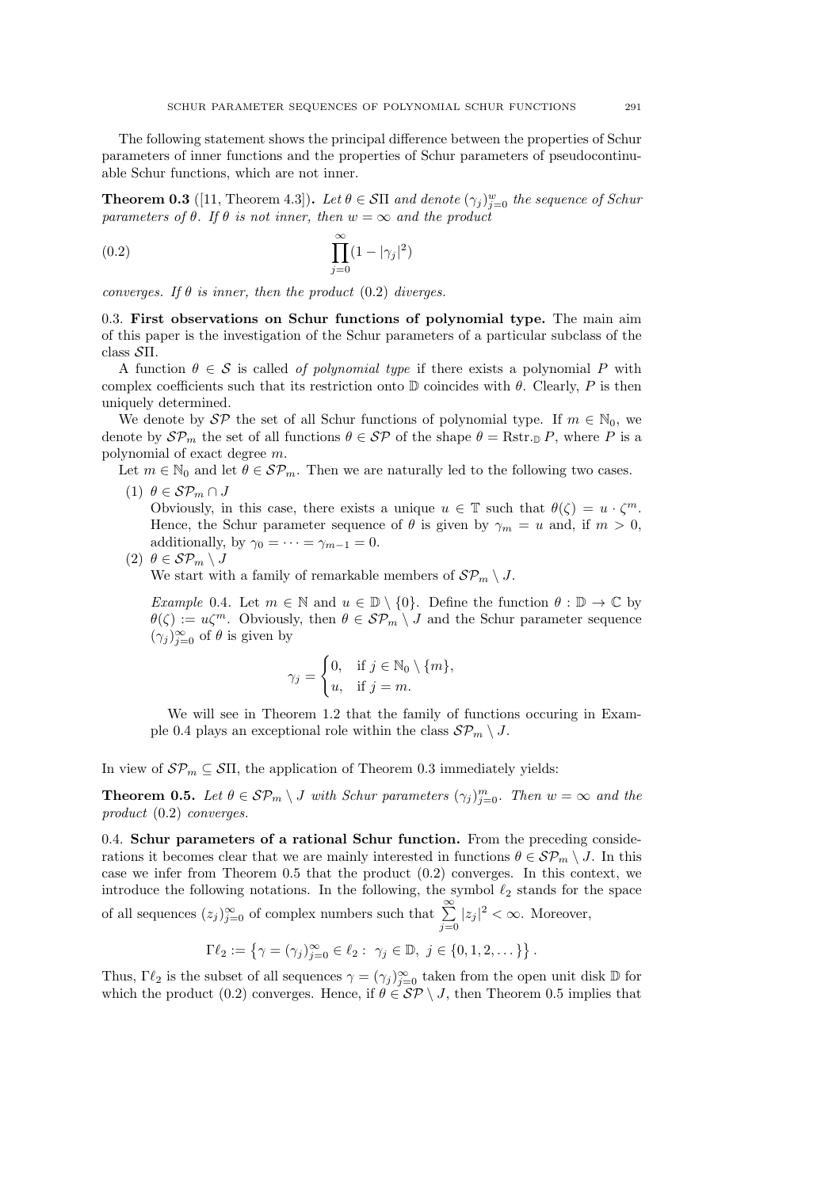The following statement shows the principal difference between the properties of Schur parameters of inner functions and the properties of Schur parameters of pseudocontinuable Schur functions, which are not inner.

**Theorem 0.3** ([11, Theorem 4.3])**.** *Let $\theta \in \mathcal{S}\Pi$ and denote $(\gamma_j)_{j=0}^{w}$ the sequence of Schur parameters of $\theta$. If $\theta$ is not inner, then $w = \infty$ and the product*

$$\prod_{j=0}^{\infty}(1 - |\gamma_j|^2) \tag{0.2}$$

*converges. If $\theta$ is inner, then the product* (0.2) *diverges.*

0.3. **First observations on Schur functions of polynomial type.** The main aim of this paper is the investigation of the Schur parameters of a particular subclass of the class $\mathcal{S}\Pi$.

A function $\theta \in \mathcal{S}$ is called *of polynomial type* if there exists a polynomial $P$ with complex coefficients such that its restriction onto $\mathbb{D}$ coincides with $\theta$. Clearly, $P$ is then uniquely determined.

We denote by $\mathcal{SP}$ the set of all Schur functions of polynomial type. If $m \in \mathbb{N}_0$, we denote by $\mathcal{SP}_m$ the set of all functions $\theta \in \mathcal{SP}$ of the shape $\theta = \mathrm{Rstr.}_{\mathbb{D}}\, P$, where $P$ is a polynomial of exact degree $m$.

Let $m \in \mathbb{N}_0$ and let $\theta \in \mathcal{SP}_m$. Then we are naturally led to the following two cases.

(1) $\theta \in \mathcal{SP}_m \cap J$
Obviously, in this case, there exists a unique $u \in \mathbb{T}$ such that $\theta(\zeta) = u \cdot \zeta^m$. Hence, the Schur parameter sequence of $\theta$ is given by $\gamma_m = u$ and, if $m > 0$, additionally, by $\gamma_0 = \cdots = \gamma_{m-1} = 0$.

(2) $\theta \in \mathcal{SP}_m \setminus J$
We start with a family of remarkable members of $\mathcal{SP}_m \setminus J$.

*Example* 0.4. Let $m \in \mathbb{N}$ and $u \in \mathbb{D} \setminus \{0\}$. Define the function $\theta : \mathbb{D} \to \mathbb{C}$ by $\theta(\zeta) := u\zeta^m$. Obviously, then $\theta \in \mathcal{SP}_m \setminus J$ and the Schur parameter sequence $(\gamma_j)_{j=0}^{\infty}$ of $\theta$ is given by

$$\gamma_j = \begin{cases} 0, & \text{if } j \in \mathbb{N}_0 \setminus \{m\}, \\ u, & \text{if } j = m. \end{cases}$$

We will see in Theorem 1.2 that the family of functions occuring in Example 0.4 plays an exceptional role within the class $\mathcal{SP}_m \setminus J$.

In view of $\mathcal{SP}_m \subseteq \mathcal{S}\Pi$, the application of Theorem 0.3 immediately yields:

**Theorem 0.5.** *Let $\theta \in \mathcal{SP}_m \setminus J$ with Schur parameters $(\gamma_j)_{j=0}^{m}$. Then $w = \infty$ and the product* (0.2) *converges.*

0.4. **Schur parameters of a rational Schur function.** From the preceding considerations it becomes clear that we are mainly interested in functions $\theta \in \mathcal{SP}_m \setminus J$. In this case we infer from Theorem 0.5 that the product (0.2) converges. In this context, we introduce the following notations. In the following, the symbol $\ell_2$ stands for the space of all sequences $(z_j)_{j=0}^{\infty}$ of complex numbers such that $\sum_{j=0}^{\infty} |z_j|^2 < \infty$. Moreover,

$$\Gamma\ell_2 := \left\{ \gamma = (\gamma_j)_{j=0}^{\infty} \in \ell_2 : \ \gamma_j \in \mathbb{D}, \ j \in \{0, 1, 2, \dots\} \right\}.$$

Thus, $\Gamma\ell_2$ is the subset of all sequences $\gamma = (\gamma_j)_{j=0}^{\infty}$ taken from the open unit disk $\mathbb{D}$ for which the product (0.2) converges. Hence, if $\theta \in \mathcal{SP} \setminus J$, then Theorem 0.5 implies that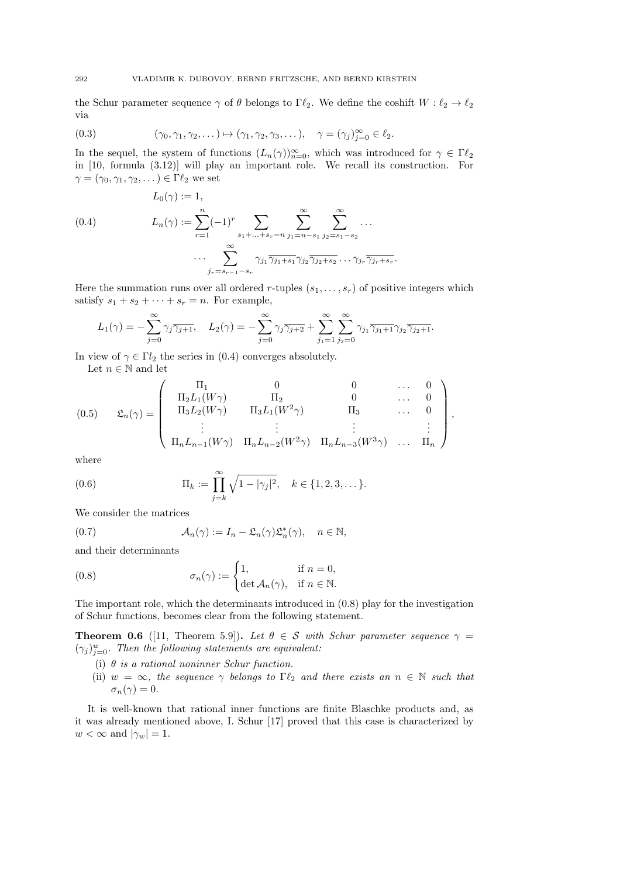the Schur parameter sequence $\gamma$ of $\theta$ belongs to $\Gamma\ell_2$. We define the coshift $W : \ell_2 \to \ell_2$ via

$$(\gamma_0, \gamma_1, \gamma_2, \dots) \mapsto (\gamma_1, \gamma_2, \gamma_3, \dots), \quad \gamma = (\gamma_j)_{j=0}^{\infty} \in \ell_2. \tag{0.3}$$

In the sequel, the system of functions $(L_n(\gamma))_{n=0}^{\infty}$, which was introduced for $\gamma \in \Gamma\ell_2$ in [10, formula (3.12)] will play an important role. We recall its construction. For $\gamma = (\gamma_0, \gamma_1, \gamma_2, \dots) \in \Gamma\ell_2$ we set

$$\begin{aligned} L_0(\gamma) &:= 1, \\ L_n(\gamma) &:= \sum_{r=1}^{n} (-1)^r \sum_{s_1 + \dots + s_r = n} \sum_{j_1 = n - s_1}^{\infty} \sum_{j_2 = s_1 - s_2}^{\infty} \dots \\ &\qquad \dots \sum_{j_r = s_{r-1} - s_r}^{\infty} \gamma_{j_1} \overline{\gamma_{j_1 + s_1}} \gamma_{j_2} \overline{\gamma_{j_2 + s_2}} \dots \gamma_{j_r} \overline{\gamma_{j_r + s_r}}. \end{aligned} \tag{0.4}$$

Here the summation runs over all ordered $r$-tuples $(s_1, \dots, s_r)$ of positive integers which satisfy $s_1 + s_2 + \dots + s_r = n$. For example,

$$L_1(\gamma) = -\sum_{j=0}^{\infty} \gamma_j \overline{\gamma_{j+1}}, \quad L_2(\gamma) = -\sum_{j=0}^{\infty} \gamma_j \overline{\gamma_{j+2}} + \sum_{j_1=1}^{\infty} \sum_{j_2=0}^{\infty} \gamma_{j_1} \overline{\gamma_{j_1+1}} \gamma_{j_2} \overline{\gamma_{j_2+1}}.$$

In view of $\gamma \in \Gamma l_2$ the series in (0.4) converges absolutely.

Let $n \in \mathbb{N}$ and let

$$\mathfrak{L}_n(\gamma) = \begin{pmatrix} \Pi_1 & 0 & 0 & \dots & 0 \\ \Pi_2 L_1(W\gamma) & \Pi_2 & 0 & \dots & 0 \\ \Pi_3 L_2(W\gamma) & \Pi_3 L_1(W^2\gamma) & \Pi_3 & \dots & 0 \\ \vdots & \vdots & \vdots & & \vdots \\ \Pi_n L_{n-1}(W\gamma) & \Pi_n L_{n-2}(W^2\gamma) & \Pi_n L_{n-3}(W^3\gamma) & \dots & \Pi_n \end{pmatrix}, \tag{0.5}$$

where

$$\Pi_k := \prod_{j=k}^{\infty} \sqrt{1 - |\gamma_j|^2}, \quad k \in \{1, 2, 3, \dots\}. \tag{0.6}$$

We consider the matrices

$$\mathcal{A}_n(\gamma) := I_n - \mathfrak{L}_n(\gamma) \mathfrak{L}_n^*(\gamma), \quad n \in \mathbb{N}, \tag{0.7}$$

and their determinants

$$\sigma_n(\gamma) := \begin{cases} 1, & \text{if } n = 0, \\ \det \mathcal{A}_n(\gamma), & \text{if } n \in \mathbb{N}. \end{cases} \tag{0.8}$$

The important role, which the determinants introduced in (0.8) play for the investigation of Schur functions, becomes clear from the following statement.

**Theorem 0.6** ([11, Theorem 5.9]). *Let $\theta \in \mathcal{S}$ with Schur parameter sequence $\gamma = (\gamma_j)_{j=0}^{w}$. Then the following statements are equivalent:*

(i) *$\theta$ is a rational noninner Schur function.*

(ii) *$w = \infty$, the sequence $\gamma$ belongs to $\Gamma\ell_2$ and there exists an $n \in \mathbb{N}$ such that $\sigma_n(\gamma) = 0$.*

It is well-known that rational inner functions are finite Blaschke products and, as it was already mentioned above, I. Schur [17] proved that this case is characterized by $w < \infty$ and $|\gamma_w| = 1$.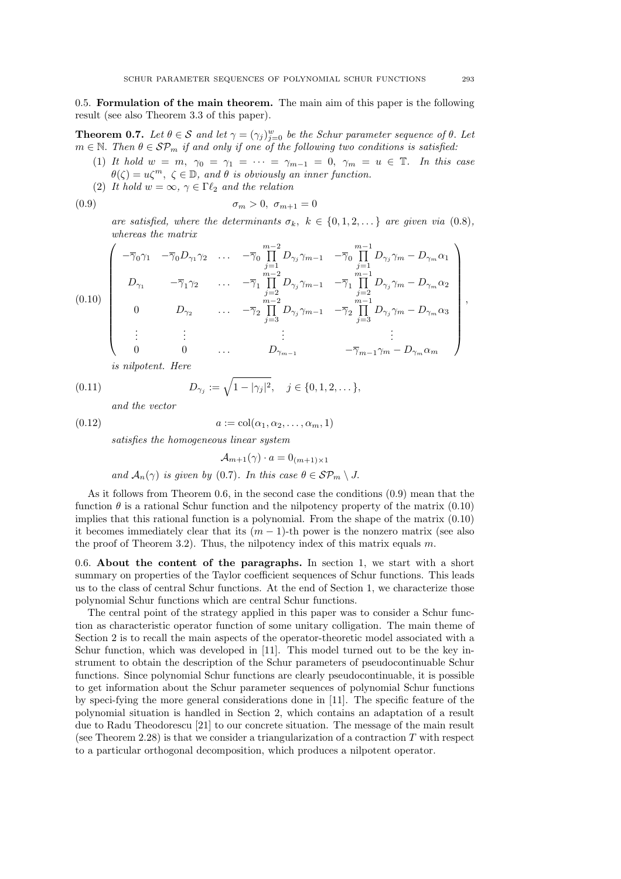0.5. **Formulation of the main theorem.** The main aim of this paper is the following result (see also Theorem 3.3 of this paper).

**Theorem 0.7.** *Let $\theta \in \mathcal{S}$ and let $\gamma = (\gamma_j)_{j=0}^{w}$ be the Schur parameter sequence of $\theta$. Let $m \in \mathbb{N}$. Then $\theta \in \mathcal{SP}_m$ if and only if one of the following two conditions is satisfied:*

1. *It hold $w = m$, $\gamma_0 = \gamma_1 = \cdots = \gamma_{m-1} = 0$, $\gamma_m = u \in \mathbb{T}$. In this case $\theta(\zeta) = u\zeta^m$, $\zeta \in \mathbb{D}$, and $\theta$ is obviously an inner function.*
2. *It hold $w = \infty$, $\gamma \in \Gamma\ell_2$ and the relation*

$$\sigma_m > 0,\ \sigma_{m+1} = 0 \tag{0.9}$$

*are satisfied, where the determinants $\sigma_k$, $k \in \{0, 1, 2, \dots\}$ are given via (0.8), whereas the matrix*

$$\begin{pmatrix} -\overline{\gamma}_0\gamma_1 & -\overline{\gamma}_0 D_{\gamma_1}\gamma_2 & \dots & -\overline{\gamma}_0 \prod\limits_{j=1}^{m-2} D_{\gamma_j}\gamma_{m-1} & -\overline{\gamma}_0 \prod\limits_{j=1}^{m-1} D_{\gamma_j}\gamma_m - D_{\gamma_m}\alpha_1 \\ D_{\gamma_1} & -\overline{\gamma}_1\gamma_2 & \dots & -\overline{\gamma}_1 \prod\limits_{j=2}^{m-2} D_{\gamma_j}\gamma_{m-1} & -\overline{\gamma}_1 \prod\limits_{j=2}^{m-1} D_{\gamma_j}\gamma_m - D_{\gamma_m}\alpha_2 \\ 0 & D_{\gamma_2} & \dots & -\overline{\gamma}_2 \prod\limits_{j=3}^{m-2} D_{\gamma_j}\gamma_{m-1} & -\overline{\gamma}_2 \prod\limits_{j=3}^{m-1} D_{\gamma_j}\gamma_m - D_{\gamma_m}\alpha_3 \\ \vdots & \vdots & & \vdots & \vdots \\ 0 & 0 & \dots & D_{\gamma_{m-1}} & -\overline{\gamma}_{m-1}\gamma_m - D_{\gamma_m}\alpha_m \end{pmatrix}, \tag{0.10}$$

*is nilpotent. Here*

$$D_{\gamma_j} := \sqrt{1 - |\gamma_j|^2}, \quad j \in \{0, 1, 2, \dots\}, \tag{0.11}$$

*and the vector*

$$a := \operatorname{col}(\alpha_1, \alpha_2, \dots, \alpha_m, 1) \tag{0.12}$$

*satisfies the homogeneous linear system*

$$\mathcal{A}_{m+1}(\gamma) \cdot a = 0_{(m+1)\times 1}$$

*and $\mathcal{A}_n(\gamma)$ is given by (0.7). In this case $\theta \in \mathcal{SP}_m \setminus J$.*

As it follows from Theorem 0.6, in the second case the conditions (0.9) mean that the function $\theta$ is a rational Schur function and the nilpotency property of the matrix (0.10) implies that this rational function is a polynomial. From the shape of the matrix (0.10) it becomes immediately clear that its $(m-1)$-th power is the nonzero matrix (see also the proof of Theorem 3.2). Thus, the nilpotency index of this matrix equals $m$.

0.6. **About the content of the paragraphs.** In section 1, we start with a short summary on properties of the Taylor coefficient sequences of Schur functions. This leads us to the class of central Schur functions. At the end of Section 1, we characterize those polynomial Schur functions which are central Schur functions.

The central point of the strategy applied in this paper was to consider a Schur function as characteristic operator function of some unitary colligation. The main theme of Section 2 is to recall the main aspects of the operator-theoretic model associated with a Schur function, which was developed in [11]. This model turned out to be the key instrument to obtain the description of the Schur parameters of pseudocontinuable Schur functions. Since polynomial Schur functions are clearly pseudocontinuable, it is possible to get information about the Schur parameter sequences of polynomial Schur functions by speci-fying the more general considerations done in [11]. The specific feature of the polynomial situation is handled in Section 2, which contains an adaptation of a result due to Radu Theodorescu [21] to our concrete situation. The message of the main result (see Theorem 2.28) is that we consider a triangularization of a contraction $T$ with respect to a particular orthogonal decomposition, which produces a nilpotent operator.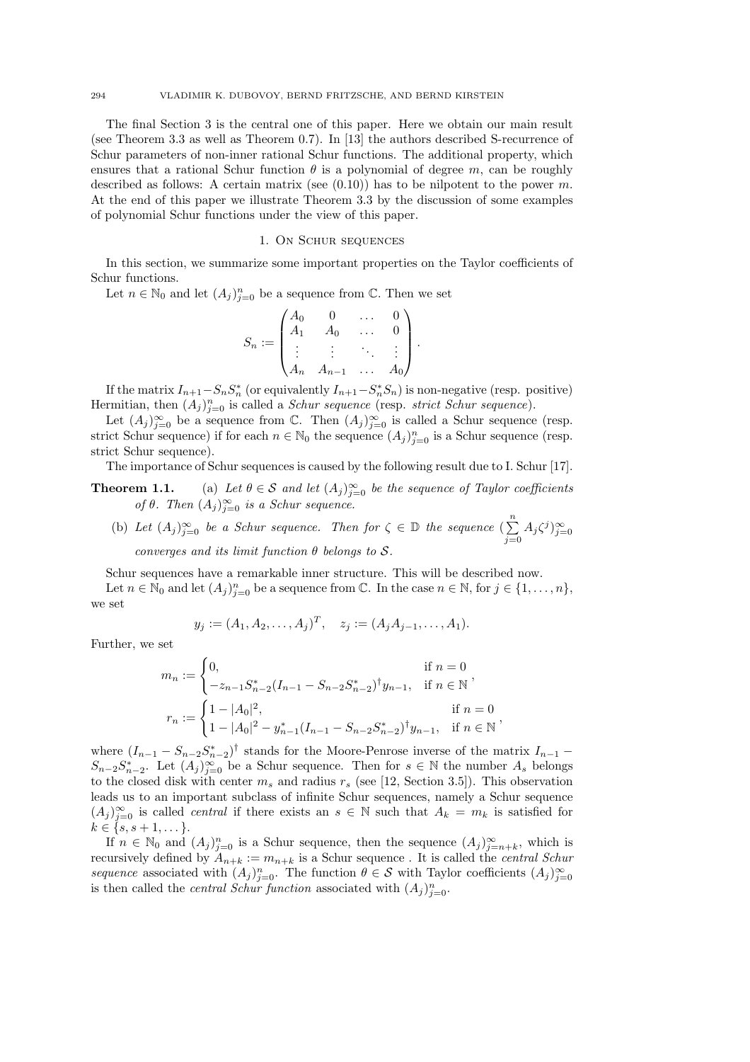The final Section 3 is the central one of this paper. Here we obtain our main result (see Theorem 3.3 as well as Theorem 0.7). In [13] the authors described S-recurrence of Schur parameters of non-inner rational Schur functions. The additional property, which ensures that a rational Schur function $\theta$ is a polynomial of degree $m$, can be roughly described as follows: A certain matrix (see (0.10)) has to be nilpotent to the power $m$. At the end of this paper we illustrate Theorem 3.3 by the discussion of some examples of polynomial Schur functions under the view of this paper.

## 1. On Schur sequences

In this section, we summarize some important properties on the Taylor coefficients of Schur functions.

Let $n \in \mathbb{N}_0$ and let $(A_j)_{j=0}^n$ be a sequence from $\mathbb{C}$. Then we set

$$S_n := \begin{pmatrix} A_0 & 0 & \dots & 0 \\ A_1 & A_0 & \dots & 0 \\ \vdots & \vdots & \ddots & \vdots \\ A_n & A_{n-1} & \dots & A_0 \end{pmatrix}.$$

If the matrix $I_{n+1} - S_n S_n^*$ (or equivalently $I_{n+1} - S_n^* S_n$) is non-negative (resp. positive) Hermitian, then $(A_j)_{j=0}^n$ is called a *Schur sequence* (resp. *strict Schur sequence*).

Let $(A_j)_{j=0}^\infty$ be a sequence from $\mathbb{C}$. Then $(A_j)_{j=0}^\infty$ is called a Schur sequence (resp. strict Schur sequence) if for each $n \in \mathbb{N}_0$ the sequence $(A_j)_{j=0}^n$ is a Schur sequence (resp. strict Schur sequence).

The importance of Schur sequences is caused by the following result due to I. Schur [17].

**Theorem 1.1.** (a) *Let $\theta \in \mathcal{S}$ and let $(A_j)_{j=0}^\infty$ be the sequence of Taylor coefficients of $\theta$. Then $(A_j)_{j=0}^\infty$ is a Schur sequence.*

(b) *Let $(A_j)_{j=0}^\infty$ be a Schur sequence. Then for $\zeta \in \mathbb{D}$ the sequence $(\sum_{j=0}^n A_j \zeta^j)_{n=0}^\infty$ converges and its limit function $\theta$ belongs to $\mathcal{S}$.*

Schur sequences have a remarkable inner structure. This will be described now.

Let $n \in \mathbb{N}_0$ and let $(A_j)_{j=0}^n$ be a sequence from $\mathbb{C}$. In the case $n \in \mathbb{N}$, for $j \in \{1, \dots, n\}$, we set

$$y_j := (A_1, A_2, \dots, A_j)^T, \quad z_j := (A_j A_{j-1}, \dots, A_1).$$

Further, we set

$$m_n := \begin{cases} 0, & \text{if } n = 0 \\ -z_{n-1} S_{n-2}^* (I_{n-1} - S_{n-2} S_{n-2}^*)^\dagger y_{n-1}, & \text{if } n \in \mathbb{N} \end{cases},$$

$$r_n := \begin{cases} 1 - |A_0|^2, & \text{if } n = 0 \\ 1 - |A_0|^2 - y_{n-1}^* (I_{n-1} - S_{n-2} S_{n-2}^*)^\dagger y_{n-1}, & \text{if } n \in \mathbb{N} \end{cases},$$

where $(I_{n-1} - S_{n-2} S_{n-2}^*)^\dagger$ stands for the Moore-Penrose inverse of the matrix $I_{n-1} - S_{n-2} S_{n-2}^*$. Let $(A_j)_{j=0}^\infty$ be a Schur sequence. Then for $s \in \mathbb{N}$ the number $A_s$ belongs to the closed disk with center $m_s$ and radius $r_s$ (see [12, Section 3.5]). This observation leads us to an important subclass of infinite Schur sequences, namely a Schur sequence $(A_j)_{j=0}^\infty$ is called *central* if there exists an $s \in \mathbb{N}$ such that $A_k = m_k$ is satisfied for $k \in \{s, s+1, \dots\}$.

If $n \in \mathbb{N}_0$ and $(A_j)_{j=0}^n$ is a Schur sequence, then the sequence $(A_j)_{j=n+k}^\infty$, which is recursively defined by $A_{n+k} := m_{n+k}$ is a Schur sequence . It is called the *central Schur sequence* associated with $(A_j)_{j=0}^n$. The function $\theta \in \mathcal{S}$ with Taylor coefficients $(A_j)_{j=0}^\infty$ is then called the *central Schur function* associated with $(A_j)_{j=0}^n$.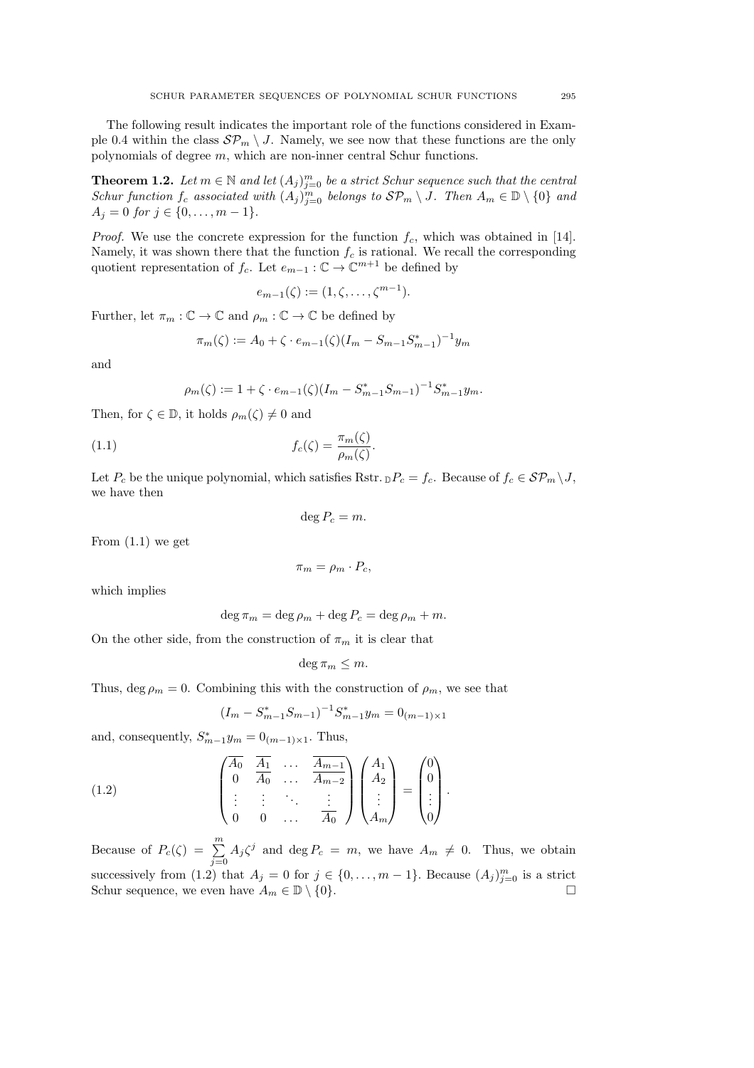The following result indicates the important role of the functions considered in Example 0.4 within the class $\mathcal{SP}_m \setminus J$. Namely, we see now that these functions are the only polynomials of degree $m$, which are non-inner central Schur functions.

**Theorem 1.2.** *Let $m \in \mathbb{N}$ and let $(A_j)_{j=0}^m$ be a strict Schur sequence such that the central Schur function $f_c$ associated with $(A_j)_{j=0}^m$ belongs to $\mathcal{SP}_m \setminus J$. Then $A_m \in \mathbb{D} \setminus \{0\}$ and $A_j = 0$ for $j \in \{0, \dots, m-1\}$.*

*Proof.* We use the concrete expression for the function $f_c$, which was obtained in [14]. Namely, it was shown there that the function $f_c$ is rational. We recall the corresponding quotient representation of $f_c$. Let $e_{m-1} : \mathbb{C} \to \mathbb{C}^{m+1}$ be defined by

$$e_{m-1}(\zeta) := (1, \zeta, \dots, \zeta^{m-1}).$$

Further, let $\pi_m : \mathbb{C} \to \mathbb{C}$ and $\rho_m : \mathbb{C} \to \mathbb{C}$ be defined by

$$\pi_m(\zeta) := A_0 + \zeta \cdot e_{m-1}(\zeta)(I_m - S_{m-1}S_{m-1}^*)^{-1} y_m$$

and

$$\rho_m(\zeta) := 1 + \zeta \cdot e_{m-1}(\zeta)(I_m - S_{m-1}^* S_{m-1})^{-1} S_{m-1}^* y_m.$$

Then, for $\zeta \in \mathbb{D}$, it holds $\rho_m(\zeta) \neq 0$ and

$$f_c(\zeta) = \frac{\pi_m(\zeta)}{\rho_m(\zeta)}. \tag{1.1}$$

Let $P_c$ be the unique polynomial, which satisfies $\text{Rstr.}_{\mathbb{D}} P_c = f_c$. Because of $f_c \in \mathcal{SP}_m \setminus J$, we have then

$$\deg P_c = m.$$

From (1.1) we get

$$\pi_m = \rho_m \cdot P_c,$$

which implies

$$\deg \pi_m = \deg \rho_m + \deg P_c = \deg \rho_m + m.$$

On the other side, from the construction of $\pi_m$ it is clear that

$$\deg \pi_m \leq m.$$

Thus, $\deg \rho_m = 0$. Combining this with the construction of $\rho_m$, we see that

$$(I_m - S_{m-1}^* S_{m-1})^{-1} S_{m-1}^* y_m = 0_{(m-1)\times 1}$$

and, consequently, $S_{m-1}^* y_m = 0_{(m-1)\times 1}$. Thus,

$$\begin{pmatrix} \overline{A_0} & \overline{A_1} & \dots & \overline{A_{m-1}} \\ 0 & \overline{A_0} & \dots & \overline{A_{m-2}} \\ \vdots & \vdots & \ddots & \vdots \\ 0 & 0 & \dots & \overline{A_0} \end{pmatrix} \begin{pmatrix} A_1 \\ A_2 \\ \vdots \\ A_m \end{pmatrix} = \begin{pmatrix} 0 \\ 0 \\ \vdots \\ 0 \end{pmatrix}. \tag{1.2}$$

Because of $P_c(\zeta) = \sum_{j=0}^m A_j \zeta^j$ and $\deg P_c = m$, we have $A_m \neq 0$. Thus, we obtain successively from (1.2) that $A_j = 0$ for $j \in \{0, \dots, m-1\}$. Because $(A_j)_{j=0}^m$ is a strict Schur sequence, we even have $A_m \in \mathbb{D} \setminus \{0\}$. $\square$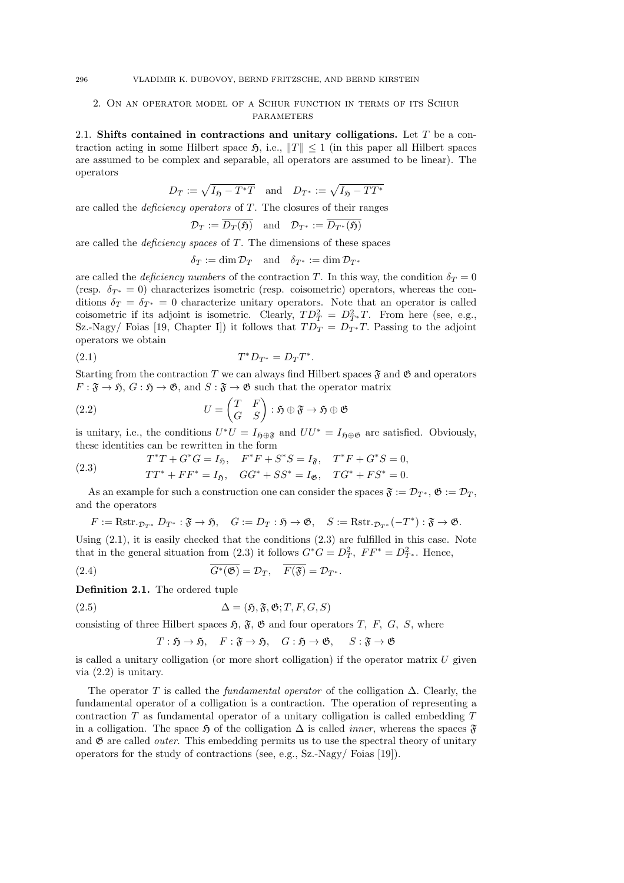## 2. On an operator model of a Schur function in terms of its Schur parameters

2.1. **Shifts contained in contractions and unitary colligations.** Let $T$ be a contraction acting in some Hilbert space $\mathfrak{H}$, i.e., $\|T\| \leq 1$ (in this paper all Hilbert spaces are assumed to be complex and separable, all operators are assumed to be linear). The operators

$$D_T := \sqrt{I_{\mathfrak{H}} - T^*T} \quad \text{and} \quad D_{T^*} := \sqrt{I_{\mathfrak{H}} - TT^*}$$

are called the *deficiency operators* of $T$. The closures of their ranges

$$\mathcal{D}_T := \overline{D_T(\mathfrak{H})} \quad \text{and} \quad \mathcal{D}_{T^*} := \overline{D_{T^*}(\mathfrak{H})}$$

are called the *deficiency spaces* of $T$. The dimensions of these spaces

$$\delta_T := \dim \mathcal{D}_T \quad \text{and} \quad \delta_{T^*} := \dim \mathcal{D}_{T^*}$$

are called the *deficiency numbers* of the contraction $T$. In this way, the condition $\delta_T = 0$ (resp. $\delta_{T^*} = 0$) characterizes isometric (resp. coisometric) operators, whereas the conditions $\delta_T = \delta_{T^*} = 0$ characterize unitary operators. Note that an operator is called coisometric if its adjoint is isometric. Clearly, $TD_T^2 = D_{T^*}^2 T$. From here (see, e.g., Sz.-Nagy/ Foias [19, Chapter I]) it follows that $TD_T = D_{T^*}T$. Passing to the adjoint operators we obtain

$$T^*D_{T^*} = D_T T^*. \tag{2.1}$$

Starting from the contraction $T$ we can always find Hilbert spaces $\mathfrak{F}$ and $\mathfrak{G}$ and operators $F : \mathfrak{F} \to \mathfrak{H}$, $G : \mathfrak{H} \to \mathfrak{G}$, and $S : \mathfrak{F} \to \mathfrak{G}$ such that the operator matrix

$$U = \begin{pmatrix} T & F \\ G & S \end{pmatrix} : \mathfrak{H} \oplus \mathfrak{F} \to \mathfrak{H} \oplus \mathfrak{G} \tag{2.2}$$

is unitary, i.e., the conditions $U^*U = I_{\mathfrak{H}\oplus\mathfrak{F}}$ and $UU^* = I_{\mathfrak{H}\oplus\mathfrak{G}}$ are satisfied. Obviously, these identities can be rewritten in the form

$$\begin{aligned} &T^*T + G^*G = I_{\mathfrak{H}}, \quad F^*F + S^*S = I_{\mathfrak{F}}, \quad T^*F + G^*S = 0, \\ &TT^* + FF^* = I_{\mathfrak{H}}, \quad GG^* + SS^* = I_{\mathfrak{G}}, \quad TG^* + FS^* = 0. \end{aligned} \tag{2.3}$$

As an example for such a construction one can consider the spaces $\mathfrak{F} := \mathcal{D}_{T^*}$, $\mathfrak{G} := \mathcal{D}_T$, and the operators

$$F := \operatorname{Rstr.}_{\mathcal{D}_{T^*}} D_{T^*} : \mathfrak{F} \to \mathfrak{H}, \quad G := D_T : \mathfrak{H} \to \mathfrak{G}, \quad S := \operatorname{Rstr.}_{\mathcal{D}_{T^*}}(-T^*) : \mathfrak{F} \to \mathfrak{G}.$$

Using (2.1), it is easily checked that the conditions (2.3) are fulfilled in this case. Note that in the general situation from (2.3) it follows $G^*G = D_T^2$, $FF^* = D_{T^*}^2$. Hence,

$$\overline{G^*(\mathfrak{G})} = \mathcal{D}_T, \quad \overline{F(\mathfrak{F})} = \mathcal{D}_{T^*}. \tag{2.4}$$

**Definition 2.1.** The ordered tuple

$$\Delta = (\mathfrak{H}, \mathfrak{F}, \mathfrak{G}; T, F, G, S) \tag{2.5}$$

consisting of three Hilbert spaces $\mathfrak{H}$, $\mathfrak{F}$, $\mathfrak{G}$ and four operators $T$, $F$, $G$, $S$, where

$$T : \mathfrak{H} \to \mathfrak{H}, \quad F : \mathfrak{F} \to \mathfrak{H}, \quad G : \mathfrak{H} \to \mathfrak{G}, \quad S : \mathfrak{F} \to \mathfrak{G}$$

is called a unitary colligation (or more short colligation) if the operator matrix $U$ given via (2.2) is unitary.

The operator $T$ is called the *fundamental operator* of the colligation $\Delta$. Clearly, the fundamental operator of a colligation is a contraction. The operation of representing a contraction $T$ as fundamental operator of a unitary colligation is called embedding $T$ in a colligation. The space $\mathfrak{H}$ of the colligation $\Delta$ is called *inner*, whereas the spaces $\mathfrak{F}$ and $\mathfrak{G}$ are called *outer*. This embedding permits us to use the spectral theory of unitary operators for the study of contractions (see, e.g., Sz.-Nagy/ Foias [19]).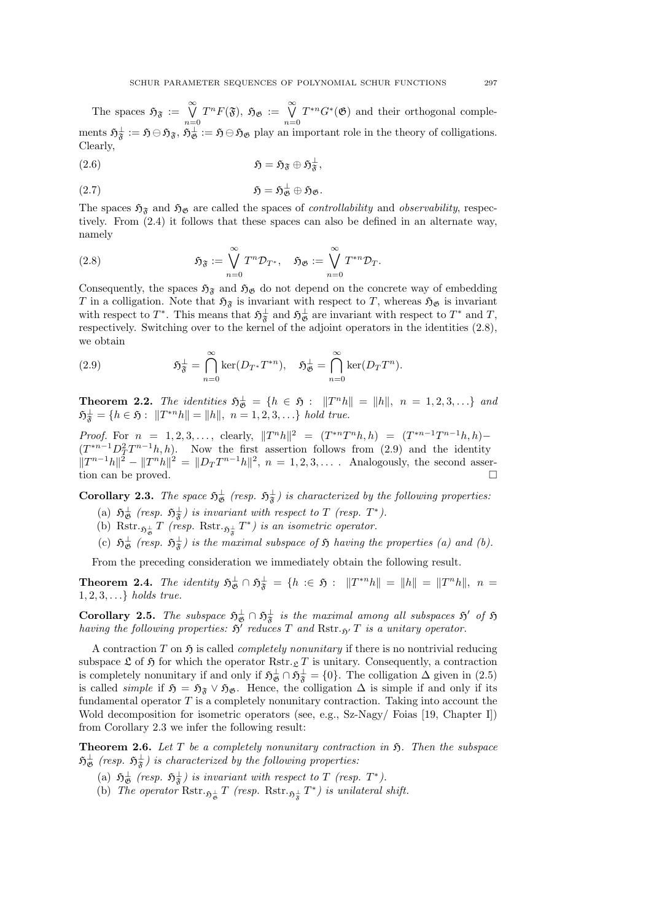The spaces $\mathfrak{H}_{\mathfrak{F}} := \bigvee_{n=0}^{\infty} T^n F(\mathfrak{F})$, $\mathfrak{H}_{\mathfrak{G}} := \bigvee_{n=0}^{\infty} T^{*n} G^*(\mathfrak{G})$ and their orthogonal complements $\mathfrak{H}_{\mathfrak{F}}^{\perp} := \mathfrak{H} \ominus \mathfrak{H}_{\mathfrak{F}}$, $\mathfrak{H}_{\mathfrak{G}}^{\perp} := \mathfrak{H} \ominus \mathfrak{H}_{\mathfrak{G}}$ play an important role in the theory of colligations. Clearly,

$$\mathfrak{H} = \mathfrak{H}_{\mathfrak{F}} \oplus \mathfrak{H}_{\mathfrak{F}}^{\perp}, \tag{2.6}$$

$$\mathfrak{H} = \mathfrak{H}_{\mathfrak{G}}^{\perp} \oplus \mathfrak{H}_{\mathfrak{G}}. \tag{2.7}$$

The spaces $\mathfrak{H}_{\mathfrak{F}}$ and $\mathfrak{H}_{\mathfrak{G}}$ are called the spaces of *controllability* and *observability*, respectively. From (2.4) it follows that these spaces can also be defined in an alternate way, namely

$$\mathfrak{H}_{\mathfrak{F}} := \bigvee_{n=0}^{\infty} T^n \mathcal{D}_{T^*}, \quad \mathfrak{H}_{\mathfrak{G}} := \bigvee_{n=0}^{\infty} T^{*n} \mathcal{D}_{T}. \tag{2.8}$$

Consequently, the spaces $\mathfrak{H}_{\mathfrak{F}}$ and $\mathfrak{H}_{\mathfrak{G}}$ do not depend on the concrete way of embedding $T$ in a colligation. Note that $\mathfrak{H}_{\mathfrak{F}}$ is invariant with respect to $T$, whereas $\mathfrak{H}_{\mathfrak{G}}$ is invariant with respect to $T^*$. This means that $\mathfrak{H}_{\mathfrak{F}}^{\perp}$ and $\mathfrak{H}_{\mathfrak{G}}^{\perp}$ are invariant with respect to $T^*$ and $T$, respectively. Switching over to the kernel of the adjoint operators in the identities (2.8), we obtain

$$\mathfrak{H}_{\mathfrak{F}}^{\perp} = \bigcap_{n=0}^{\infty} \ker(D_{T^*} T^{*n}), \quad \mathfrak{H}_{\mathfrak{G}}^{\perp} = \bigcap_{n=0}^{\infty} \ker(D_T T^n). \tag{2.9}$$

**Theorem 2.2.** *The identities $\mathfrak{H}_{\mathfrak{G}}^{\perp} = \{h \in \mathfrak{H} : \ \|T^n h\| = \|h\|, \ n = 1, 2, 3, \ldots\}$ and $\mathfrak{H}_{\mathfrak{F}}^{\perp} = \{h \in \mathfrak{H} : \ \|T^{*n} h\| = \|h\|, \ n = 1, 2, 3, \ldots\}$ hold true.*

*Proof.* For $n = 1, 2, 3, \ldots$, clearly, $\|T^n h\|^2 = (T^{*n} T^n h, h) = (T^{*n-1} T^{n-1} h, h) - (T^{*n-1} D_T^2 T^{n-1} h, h)$. Now the first assertion follows from (2.9) and the identity $\|T^{n-1} h\|^2 - \|T^n h\|^2 = \|D_T T^{n-1} h\|^2$, $n = 1, 2, 3, \ldots$. Analogously, the second assertion can be proved. $\square$

**Corollary 2.3.** *The space $\mathfrak{H}_{\mathfrak{G}}^{\perp}$ (resp. $\mathfrak{H}_{\mathfrak{F}}^{\perp}$) is characterized by the following properties:*

(a) *$\mathfrak{H}_{\mathfrak{G}}^{\perp}$ (resp. $\mathfrak{H}_{\mathfrak{F}}^{\perp}$) is invariant with respect to $T$ (resp. $T^*$).*

(b) *$\mathrm{Rstr.}_{\mathfrak{H}_{\mathfrak{G}}^{\perp}} T$ (resp. $\mathrm{Rstr.}_{\mathfrak{H}_{\mathfrak{F}}^{\perp}} T^*$) is an isometric operator.*

(c) *$\mathfrak{H}_{\mathfrak{G}}^{\perp}$ (resp. $\mathfrak{H}_{\mathfrak{F}}^{\perp}$) is the maximal subspace of $\mathfrak{H}$ having the properties (a) and (b).*

From the preceding consideration we immediately obtain the following result.

**Theorem 2.4.** *The identity $\mathfrak{H}_{\mathfrak{G}}^{\perp} \cap \mathfrak{H}_{\mathfrak{F}}^{\perp} = \{h :\in \mathfrak{H} : \ \|T^{*n} h\| = \|h\| = \|T^n h\|, \ n = 1, 2, 3, \ldots\}$ holds true.*

**Corollary 2.5.** *The subspace $\mathfrak{H}_{\mathfrak{G}}^{\perp} \cap \mathfrak{H}_{\mathfrak{F}}^{\perp}$ is the maximal among all subspaces $\mathfrak{H}'$ of $\mathfrak{H}$ having the following properties: $\mathfrak{H}'$ reduces $T$ and $\mathrm{Rstr.}_{\mathfrak{H}'} T$ is a unitary operator.*

A contraction $T$ on $\mathfrak{H}$ is called *completely nonunitary* if there is no nontrivial reducing subspace $\mathfrak{L}$ of $\mathfrak{H}$ for which the operator $\mathrm{Rstr.}_{\mathfrak{L}} T$ is unitary. Consequently, a contraction is completely nonunitary if and only if $\mathfrak{H}_{\mathfrak{G}}^{\perp} \cap \mathfrak{H}_{\mathfrak{F}}^{\perp} = \{0\}$. The colligation $\Delta$ given in (2.5) is called *simple* if $\mathfrak{H} = \mathfrak{H}_{\mathfrak{F}} \vee \mathfrak{H}_{\mathfrak{G}}$. Hence, the colligation $\Delta$ is simple if and only if its fundamental operator $T$ is a completely nonunitary contraction. Taking into account the Wold decomposition for isometric operators (see, e.g., Sz-Nagy/ Foias [19, Chapter I]) from Corollary 2.3 we infer the following result:

**Theorem 2.6.** *Let $T$ be a completely nonunitary contraction in $\mathfrak{H}$. Then the subspace $\mathfrak{H}_{\mathfrak{G}}^{\perp}$ (resp. $\mathfrak{H}_{\mathfrak{F}}^{\perp}$) is characterized by the following properties:*

(a) *$\mathfrak{H}_{\mathfrak{G}}^{\perp}$ (resp. $\mathfrak{H}_{\mathfrak{F}}^{\perp}$) is invariant with respect to $T$ (resp. $T^*$).*

(b) *The operator $\mathrm{Rstr.}_{\mathfrak{H}_{\mathfrak{G}}^{\perp}} T$ (resp. $\mathrm{Rstr.}_{\mathfrak{H}_{\mathfrak{F}}^{\perp}} T^*$) is unilateral shift.*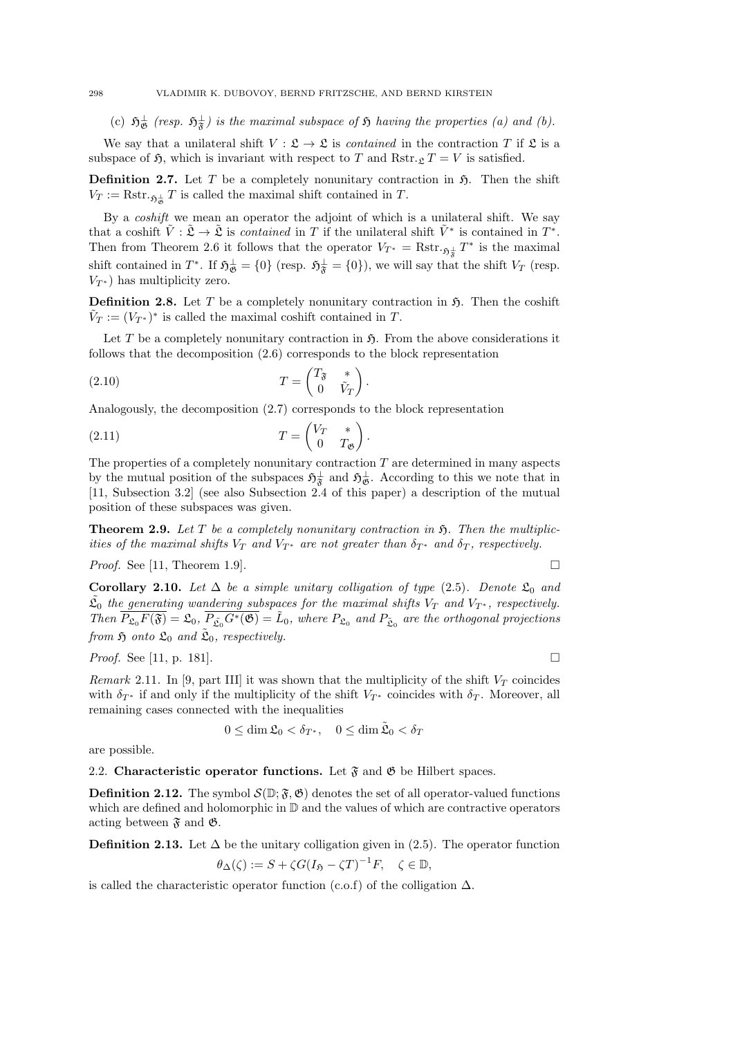(c) $\mathfrak{H}_{\mathfrak{G}}^{\perp}$ *(resp.* $\mathfrak{H}_{\mathfrak{F}}^{\perp}$*) is the maximal subspace of* $\mathfrak{H}$ *having the properties (a) and (b).*

We say that a unilateral shift $V : \mathfrak{L} \to \mathfrak{L}$ is *contained* in the contraction $T$ if $\mathfrak{L}$ is a subspace of $\mathfrak{H}$, which is invariant with respect to $T$ and $\mathrm{Rstr.}_{\mathfrak{L}}\, T = V$ is satisfied.

**Definition 2.7.** Let $T$ be a completely nonunitary contraction in $\mathfrak{H}$. Then the shift $V_T := \mathrm{Rstr.}_{\mathfrak{H}_{\mathfrak{G}}^{\perp}}\, T$ is called the maximal shift contained in $T$.

By a *coshift* we mean an operator the adjoint of which is a unilateral shift. We say that a coshift $\tilde{V} : \tilde{\mathfrak{L}} \to \tilde{\mathfrak{L}}$ is *contained* in $T$ if the unilateral shift $\tilde{V}^*$ is contained in $T^*$. Then from Theorem 2.6 it follows that the operator $V_{T^*} = \mathrm{Rstr.}_{\mathfrak{H}_{\mathfrak{F}}^{\perp}}\, T^*$ is the maximal shift contained in $T^*$. If $\mathfrak{H}_{\mathfrak{G}}^{\perp} = \{0\}$ (resp. $\mathfrak{H}_{\mathfrak{F}}^{\perp} = \{0\}$), we will say that the shift $V_T$ (resp. $V_{T^*}$) has multiplicity zero.

**Definition 2.8.** Let $T$ be a completely nonunitary contraction in $\mathfrak{H}$. Then the coshift $\tilde{V}_T := (V_{T^*})^*$ is called the maximal coshift contained in $T$.

Let $T$ be a completely nonunitary contraction in $\mathfrak{H}$. From the above considerations it follows that the decomposition (2.6) corresponds to the block representation

$$T = \begin{pmatrix} T_{\mathfrak{F}} & * \\ 0 & \tilde{V}_T \end{pmatrix}. \tag{2.10}$$

Analogously, the decomposition (2.7) corresponds to the block representation

$$T = \begin{pmatrix} V_T & * \\ 0 & T_{\mathfrak{G}} \end{pmatrix}. \tag{2.11}$$

The properties of a completely nonunitary contraction $T$ are determined in many aspects by the mutual position of the subspaces $\mathfrak{H}_{\mathfrak{F}}^{\perp}$ and $\mathfrak{H}_{\mathfrak{G}}^{\perp}$. According to this we note that in [11, Subsection 3.2] (see also Subsection 2.4 of this paper) a description of the mutual position of these subspaces was given.

**Theorem 2.9.** *Let $T$ be a completely nonunitary contraction in $\mathfrak{H}$. Then the multiplicities of the maximal shifts $V_T$ and $V_{T^*}$ are not greater than $\delta_{T^*}$ and $\delta_T$, respectively.*

*Proof.* See [11, Theorem 1.9]. □

**Corollary 2.10.** *Let $\Delta$ be a simple unitary colligation of type* (2.5)*. Denote $\mathfrak{L}_0$ and $\tilde{\mathfrak{L}}_0$ the generating wandering subspaces for the maximal shifts $V_T$ and $V_{T^*}$, respectively. Then $\overline{P_{\mathfrak{L}_0} F(\mathfrak{F})} = \mathfrak{L}_0$, $\overline{P_{\tilde{\mathfrak{L}}_0} G^*(\mathfrak{G})} = \tilde{L}_0$, where $P_{\mathfrak{L}_0}$ and $P_{\tilde{\mathfrak{L}}_0}$ are the orthogonal projections from $\mathfrak{H}$ onto $\mathfrak{L}_0$ and $\tilde{\mathfrak{L}}_0$, respectively.*

*Proof.* See [11, p. 181]. □

*Remark* 2.11. In [9, part III] it was shown that the multiplicity of the shift $V_T$ coincides with $\delta_{T^*}$ if and only if the multiplicity of the shift $V_{T^*}$ coincides with $\delta_T$. Moreover, all remaining cases connected with the inequalities

$$0 \le \dim \mathfrak{L}_0 < \delta_{T^*}, \quad 0 \le \dim \tilde{\mathfrak{L}}_0 < \delta_T$$

are possible.

2.2. **Characteristic operator functions.** Let $\mathfrak{F}$ and $\mathfrak{G}$ be Hilbert spaces.

**Definition 2.12.** The symbol $\mathcal{S}(\mathbb{D}; \mathfrak{F}, \mathfrak{G})$ denotes the set of all operator-valued functions which are defined and holomorphic in $\mathbb{D}$ and the values of which are contractive operators acting between $\mathfrak{F}$ and $\mathfrak{G}$.

**Definition 2.13.** Let $\Delta$ be the unitary colligation given in (2.5). The operator function

$$\theta_\Delta(\zeta) := S + \zeta G(I_{\mathfrak{H}} - \zeta T)^{-1} F, \quad \zeta \in \mathbb{D},$$

is called the characteristic operator function (c.o.f) of the colligation $\Delta$.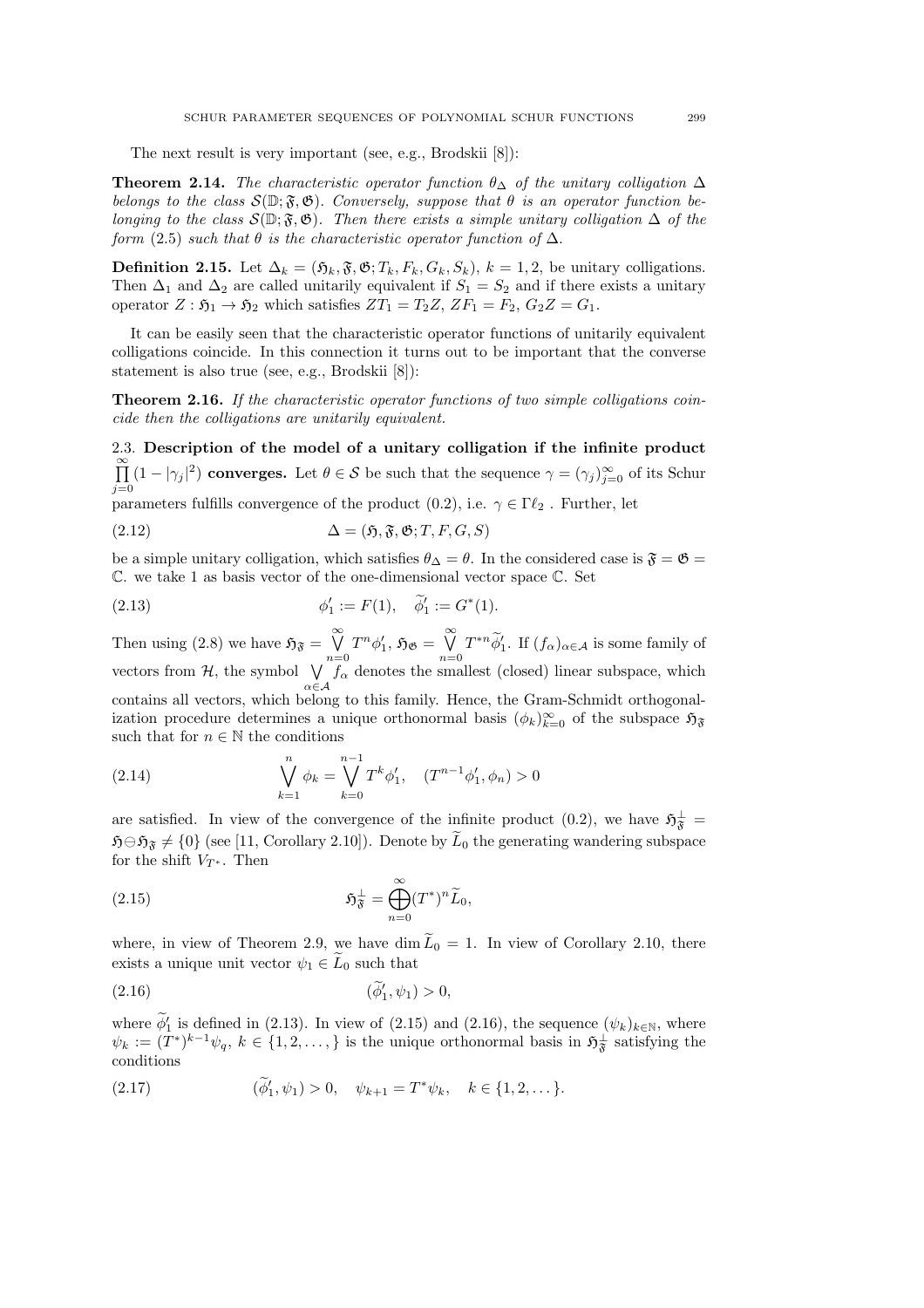The next result is very important (see, e.g., Brodskii [8]):

**Theorem 2.14.** *The characteristic operator function $\theta_\Delta$ of the unitary colligation $\Delta$ belongs to the class $\mathcal{S}(\mathbb{D};\mathfrak{F},\mathfrak{G})$. Conversely, suppose that $\theta$ is an operator function belonging to the class $\mathcal{S}(\mathbb{D};\mathfrak{F},\mathfrak{G})$. Then there exists a simple unitary colligation $\Delta$ of the form (2.5) such that $\theta$ is the characteristic operator function of $\Delta$.*

**Definition 2.15.** Let $\Delta_k = (\mathfrak{H}_k, \mathfrak{F}, \mathfrak{G}; T_k, F_k, G_k, S_k)$, $k = 1, 2$, be unitary colligations. Then $\Delta_1$ and $\Delta_2$ are called unitarily equivalent if $S_1 = S_2$ and if there exists a unitary operator $Z : \mathfrak{H}_1 \to \mathfrak{H}_2$ which satisfies $ZT_1 = T_2Z$, $ZF_1 = F_2$, $G_2Z = G_1$.

It can be easily seen that the characteristic operator functions of unitarily equivalent colligations coincide. In this connection it turns out to be important that the converse statement is also true (see, e.g., Brodskii [8]):

**Theorem 2.16.** *If the characteristic operator functions of two simple colligations coincide then the colligations are unitarily equivalent.*

2.3. **Description of the model of a unitary colligation if the infinite product $\prod_{j=0}^{\infty}(1-|\gamma_j|^2)$ converges.** Let $\theta \in \mathcal{S}$ be such that the sequence $\gamma = (\gamma_j)_{j=0}^{\infty}$ of its Schur parameters fulfills convergence of the product (0.2), i.e. $\gamma \in \Gamma\ell_2$ . Further, let

$$\Delta = (\mathfrak{H}, \mathfrak{F}, \mathfrak{G}; T, F, G, S) \tag{2.12}$$

be a simple unitary colligation, which satisfies $\theta_\Delta = \theta$. In the considered case is $\mathfrak{F} = \mathfrak{G} = \mathbb{C}$. we take 1 as basis vector of the one-dimensional vector space $\mathbb{C}$. Set

$$\phi'_1 := F(1), \quad \widetilde{\phi}'_1 := G^*(1). \tag{2.13}$$

Then using (2.8) we have $\mathfrak{H}_\mathfrak{F} = \bigvee_{n=0}^{\infty} T^n\phi'_1$, $\mathfrak{H}_\mathfrak{G} = \bigvee_{n=0}^{\infty} T^{*n}\widetilde{\phi}'_1$. If $(f_\alpha)_{\alpha\in\mathcal{A}}$ is some family of vectors from $\mathcal{H}$, the symbol $\bigvee_{\alpha\in\mathcal{A}} f_\alpha$ denotes the smallest (closed) linear subspace, which contains all vectors, which belong to this family. Hence, the Gram-Schmidt orthogonalization procedure determines a unique orthonormal basis $(\phi_k)_{k=0}^{\infty}$ of the subspace $\mathfrak{H}_\mathfrak{F}$ such that for $n \in \mathbb{N}$ the conditions

$$\bigvee_{k=1}^{n} \phi_k = \bigvee_{k=0}^{n-1} T^k\phi'_1, \quad (T^{n-1}\phi'_1, \phi_n) > 0 \tag{2.14}$$

are satisfied. In view of the convergence of the infinite product (0.2), we have $\mathfrak{H}_\mathfrak{F}^\perp = \mathfrak{H} \ominus \mathfrak{H}_\mathfrak{F} \neq \{0\}$ (see [11, Corollary 2.10]). Denote by $\widetilde{L}_0$ the generating wandering subspace for the shift $V_{T^*}$. Then

$$\mathfrak{H}_\mathfrak{F}^\perp = \bigoplus_{n=0}^{\infty} (T^*)^n \widetilde{L}_0, \tag{2.15}$$

where, in view of Theorem 2.9, we have $\dim \widetilde{L}_0 = 1$. In view of Corollary 2.10, there exists a unique unit vector $\psi_1 \in \widetilde{L}_0$ such that

$$(\widetilde{\phi}'_1, \psi_1) > 0, \tag{2.16}$$

where $\widetilde{\phi}'_1$ is defined in (2.13). In view of (2.15) and (2.16), the sequence $(\psi_k)_{k\in\mathbb{N}}$, where $\psi_k := (T^*)^{k-1}\psi_q$, $k \in \{1, 2, \dots, \}$ is the unique orthonormal basis in $\mathfrak{H}_\mathfrak{F}^\perp$ satisfying the conditions

$$(\widetilde{\phi}'_1, \psi_1) > 0, \quad \psi_{k+1} = T^*\psi_k, \quad k \in \{1, 2, \dots\}. \tag{2.17}$$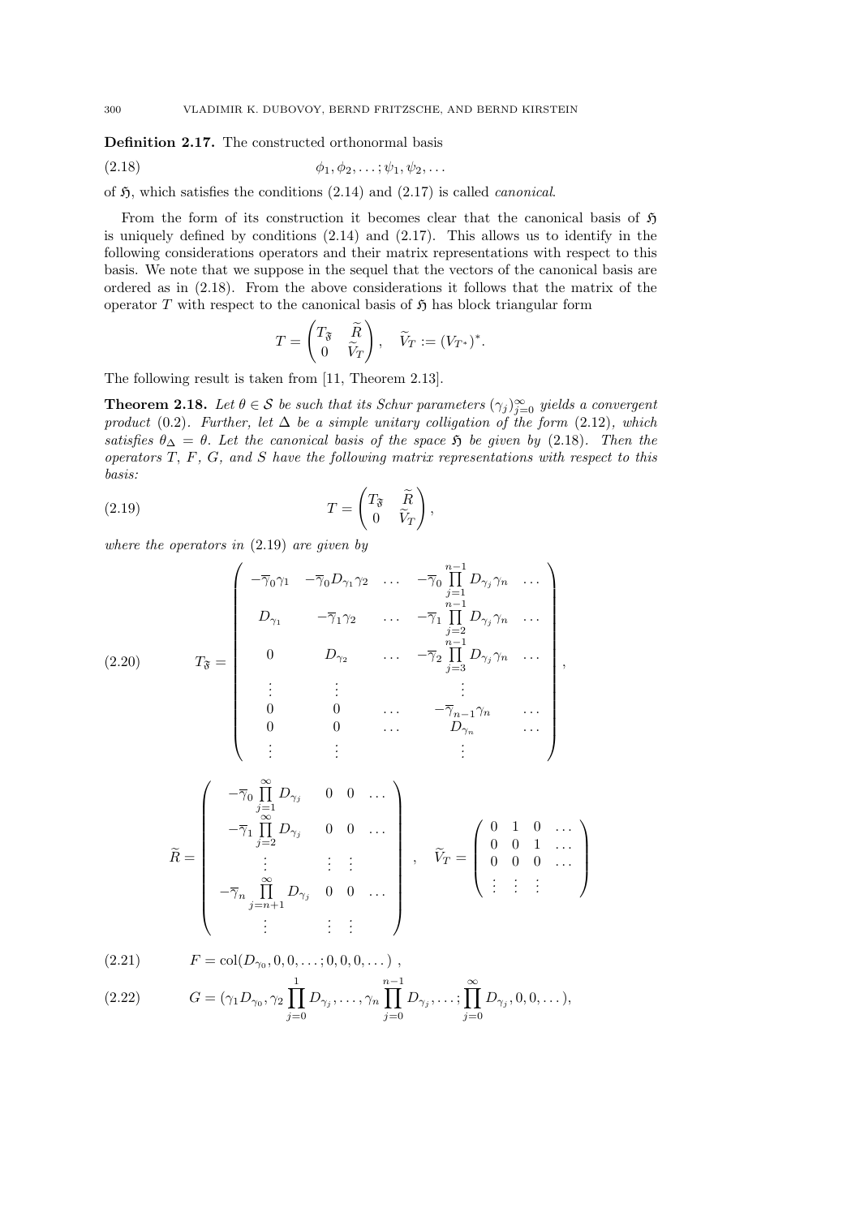**Definition 2.17.** The constructed orthonormal basis

$$\phi_1, \phi_2, \dots; \psi_1, \psi_2, \dots \tag{2.18}$$

of $\mathfrak{H}$, which satisfies the conditions (2.14) and (2.17) is called *canonical*.

From the form of its construction it becomes clear that the canonical basis of $\mathfrak{H}$ is uniquely defined by conditions (2.14) and (2.17). This allows us to identify in the following considerations operators and their matrix representations with respect to this basis. We note that we suppose in the sequel that the vectors of the canonical basis are ordered as in (2.18). From the above considerations it follows that the matrix of the operator $T$ with respect to the canonical basis of $\mathfrak{H}$ has block triangular form

$$T = \begin{pmatrix} T_{\mathfrak{F}} & \widetilde{R} \\ 0 & \widetilde{V}_T \end{pmatrix}, \quad \widetilde{V}_T := (V_{T^*})^*.$$

The following result is taken from [11, Theorem 2.13].

**Theorem 2.18.** *Let $\theta \in \mathcal{S}$ be such that its Schur parameters $(\gamma_j)_{j=0}^{\infty}$ yields a convergent product (0.2). Further, let $\Delta$ be a simple unitary colligation of the form (2.12), which satisfies $\theta_\Delta = \theta$. Let the canonical basis of the space $\mathfrak{H}$ be given by (2.18). Then the operators $T$, $F$, $G$, and $S$ have the following matrix representations with respect to this basis:*

$$T = \begin{pmatrix} T_{\mathfrak{F}} & \widetilde{R} \\ 0 & \widetilde{V}_T \end{pmatrix}, \tag{2.19}$$

*where the operators in (2.19) are given by*

$$T_{\mathfrak{F}} = \begin{pmatrix} -\overline{\gamma}_0\gamma_1 & -\overline{\gamma}_0 D_{\gamma_1}\gamma_2 & \dots & -\overline{\gamma}_0 \prod\limits_{j=1}^{n-1} D_{\gamma_j}\gamma_n & \dots \\ D_{\gamma_1} & -\overline{\gamma}_1\gamma_2 & \dots & -\overline{\gamma}_1 \prod\limits_{j=2}^{n-1} D_{\gamma_j}\gamma_n & \dots \\ 0 & D_{\gamma_2} & \dots & -\overline{\gamma}_2 \prod\limits_{j=3}^{n-1} D_{\gamma_j}\gamma_n & \dots \\ \vdots & \vdots & & \vdots & \\ 0 & 0 & \dots & -\overline{\gamma}_{n-1}\gamma_n & \dots \\ 0 & 0 & \dots & D_{\gamma_n} & \dots \\ \vdots & \vdots & & \vdots & \end{pmatrix}, \tag{2.20}$$

$$\widetilde{R} = \begin{pmatrix} -\overline{\gamma}_0 \prod\limits_{j=1}^{\infty} D_{\gamma_j} & 0 & 0 & \dots \\ -\overline{\gamma}_1 \prod\limits_{j=2}^{\infty} D_{\gamma_j} & 0 & 0 & \dots \\ \vdots & \vdots & \vdots & \\ -\overline{\gamma}_n \prod\limits_{j=n+1}^{\infty} D_{\gamma_j} & 0 & 0 & \dots \\ \vdots & \vdots & \vdots & \end{pmatrix}, \quad \widetilde{V}_T = \begin{pmatrix} 0 & 1 & 0 & \dots \\ 0 & 0 & 1 & \dots \\ 0 & 0 & 0 & \dots \\ \vdots & \vdots & \vdots & \end{pmatrix}$$

$$F = \operatorname{col}(D_{\gamma_0}, 0, 0, \dots; 0, 0, 0, \dots)\ , \tag{2.21}$$

$$G = (\gamma_1 D_{\gamma_0}, \gamma_2 \prod_{j=0}^{1} D_{\gamma_j}, \dots, \gamma_n \prod_{j=0}^{n-1} D_{\gamma_j}, \dots; \prod_{j=0}^{\infty} D_{\gamma_j}, 0, 0, \dots), \tag{2.22}$$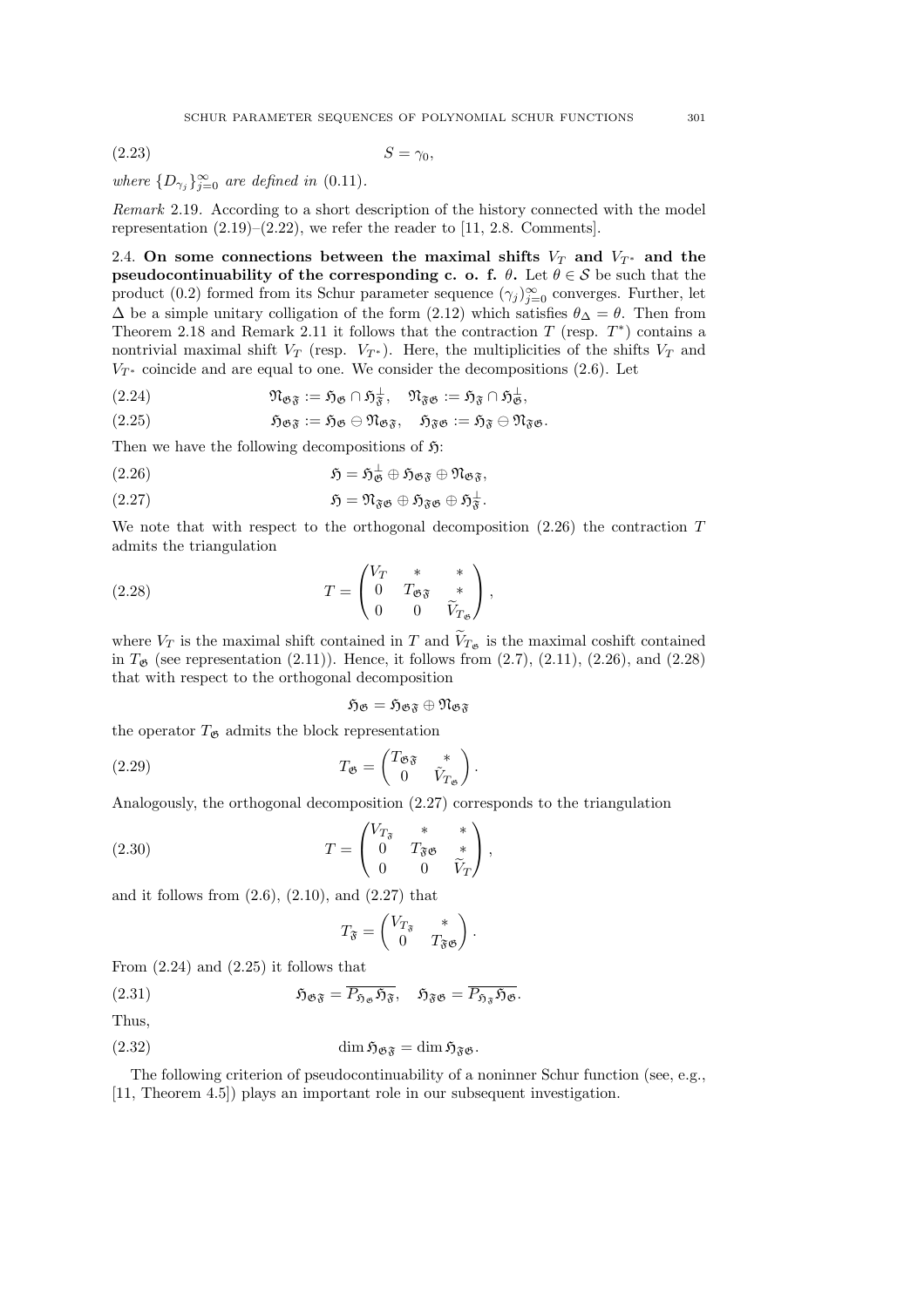$$S = \gamma_0, \tag{2.23}$$

*where* $\{D_{\gamma_j}\}_{j=0}^{\infty}$ *are defined in* (0.11).

*Remark* 2.19. According to a short description of the history connected with the model representation (2.19)–(2.22), we refer the reader to [11, 2.8. Comments].

2.4. **On some connections between the maximal shifts $V_T$ and $V_{T^*}$ and the pseudocontinuability of the corresponding c. o. f. $\theta$.** Let $\theta \in \mathcal{S}$ be such that the product (0.2) formed from its Schur parameter sequence $(\gamma_j)_{j=0}^{\infty}$ converges. Further, let $\Delta$ be a simple unitary colligation of the form (2.12) which satisfies $\theta_\Delta = \theta$. Then from Theorem 2.18 and Remark 2.11 it follows that the contraction $T$ (resp. $T^*$) contains a nontrivial maximal shift $V_T$ (resp. $V_{T^*}$). Here, the multiplicities of the shifts $V_T$ and $V_{T^*}$ coincide and are equal to one. We consider the decompositions (2.6). Let

$$\mathfrak{N}_{\mathfrak{G}\mathfrak{F}} := \mathfrak{H}_{\mathfrak{G}} \cap \mathfrak{H}_{\mathfrak{F}}^{\perp}, \quad \mathfrak{N}_{\mathfrak{F}\mathfrak{G}} := \mathfrak{H}_{\mathfrak{F}} \cap \mathfrak{H}_{\mathfrak{G}}^{\perp}, \tag{2.24}$$

$$\mathfrak{H}_{\mathfrak{G}\mathfrak{F}} := \mathfrak{H}_{\mathfrak{G}} \ominus \mathfrak{N}_{\mathfrak{G}\mathfrak{F}}, \quad \mathfrak{H}_{\mathfrak{F}\mathfrak{G}} := \mathfrak{H}_{\mathfrak{F}} \ominus \mathfrak{N}_{\mathfrak{F}\mathfrak{G}}. \tag{2.25}$$

Then we have the following decompositions of $\mathfrak{H}$:

$$\mathfrak{H} = \mathfrak{H}_{\mathfrak{G}}^{\perp} \oplus \mathfrak{H}_{\mathfrak{G}\mathfrak{F}} \oplus \mathfrak{N}_{\mathfrak{G}\mathfrak{F}}, \tag{2.26}$$

$$\mathfrak{H} = \mathfrak{N}_{\mathfrak{F}\mathfrak{G}} \oplus \mathfrak{H}_{\mathfrak{F}\mathfrak{G}} \oplus \mathfrak{H}_{\mathfrak{F}}^{\perp}. \tag{2.27}$$

We note that with respect to the orthogonal decomposition (2.26) the contraction $T$ admits the triangulation

$$T = \begin{pmatrix} V_T & * & * \\ 0 & T_{\mathfrak{G}\mathfrak{F}} & * \\ 0 & 0 & \widetilde{V}_{T_{\mathfrak{G}}} \end{pmatrix}, \tag{2.28}$$

where $V_T$ is the maximal shift contained in $T$ and $\widetilde{V}_{T_{\mathfrak{G}}}$ is the maximal coshift contained in $T_{\mathfrak{G}}$ (see representation (2.11)). Hence, it follows from (2.7), (2.11), (2.26), and (2.28) that with respect to the orthogonal decomposition

$$\mathfrak{H}_{\mathfrak{G}} = \mathfrak{H}_{\mathfrak{G}\mathfrak{F}} \oplus \mathfrak{N}_{\mathfrak{G}\mathfrak{F}}$$

the operator $T_{\mathfrak{G}}$ admits the block representation

$$T_{\mathfrak{G}} = \begin{pmatrix} T_{\mathfrak{G}\mathfrak{F}} & * \\ 0 & \tilde{V}_{T_{\mathfrak{G}}} \end{pmatrix}. \tag{2.29}$$

Analogously, the orthogonal decomposition (2.27) corresponds to the triangulation

$$T = \begin{pmatrix} V_{T_{\mathfrak{F}}} & * & * \\ 0 & T_{\mathfrak{F}\mathfrak{G}} & * \\ 0 & 0 & \widetilde{V}_{T} \end{pmatrix}, \tag{2.30}$$

and it follows from (2.6), (2.10), and (2.27) that

$$T_{\mathfrak{F}} = \begin{pmatrix} V_{T_{\mathfrak{F}}} & * \\ 0 & T_{\mathfrak{F}\mathfrak{G}} \end{pmatrix}.$$

From (2.24) and (2.25) it follows that

$$\mathfrak{H}_{\mathfrak{G}\mathfrak{F}} = \overline{P_{\mathfrak{H}_{\mathfrak{G}}}\mathfrak{H}_{\mathfrak{F}}}, \quad \mathfrak{H}_{\mathfrak{F}\mathfrak{G}} = \overline{P_{\mathfrak{H}_{\mathfrak{F}}}\mathfrak{H}_{\mathfrak{G}}}. \tag{2.31}$$

Thus,

$$\dim \mathfrak{H}_{\mathfrak{G}\mathfrak{F}} = \dim \mathfrak{H}_{\mathfrak{F}\mathfrak{G}}. \tag{2.32}$$

The following criterion of pseudocontinuability of a noninner Schur function (see, e.g., [11, Theorem 4.5]) plays an important role in our subsequent investigation.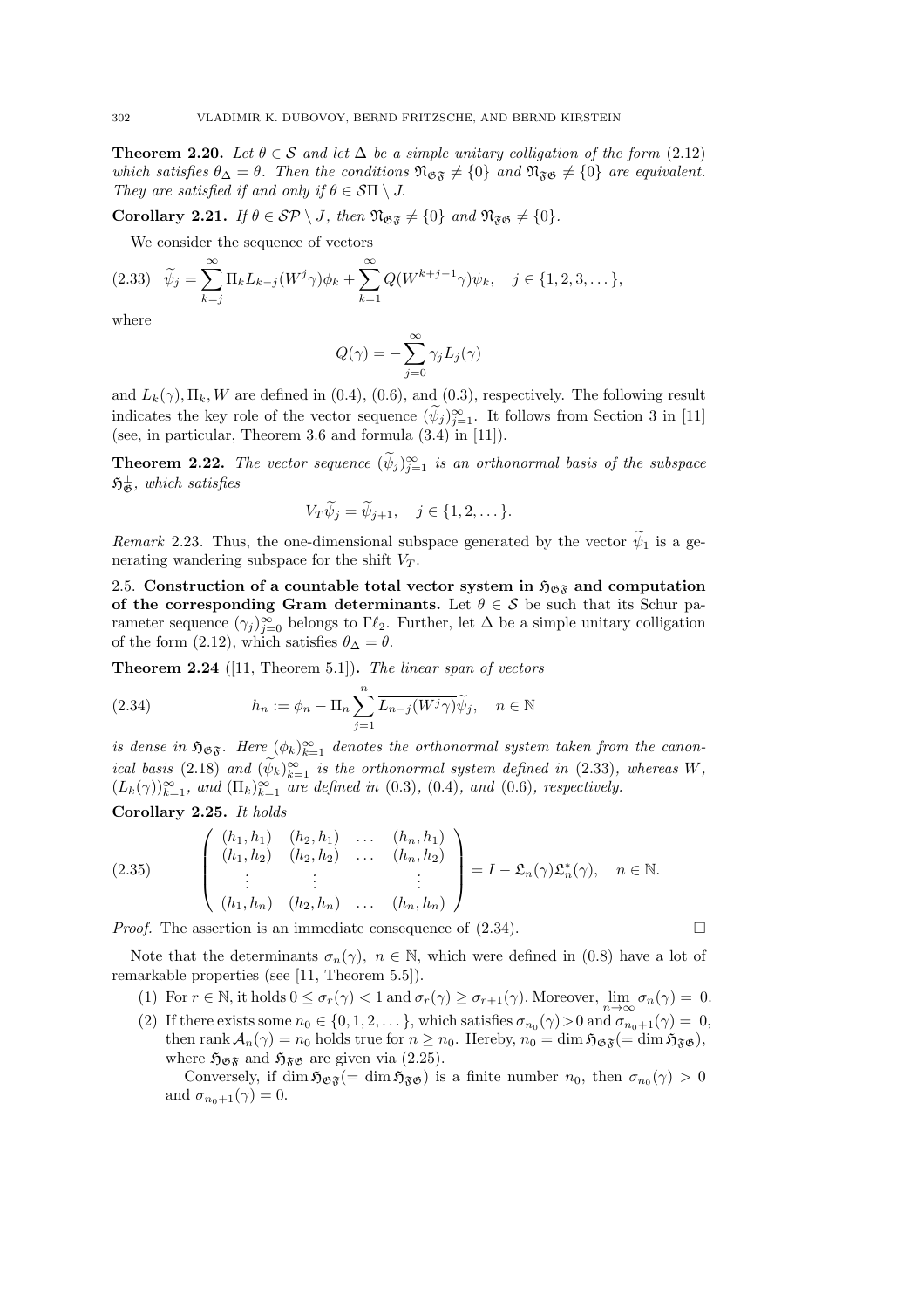**Theorem 2.20.** *Let $\theta \in \mathcal{S}$ and let $\Delta$ be a simple unitary colligation of the form (2.12) which satisfies $\theta_\Delta = \theta$. Then the conditions $\mathfrak{N}_{\mathfrak{G}\mathfrak{F}} \neq \{0\}$ and $\mathfrak{N}_{\mathfrak{F}\mathfrak{G}} \neq \{0\}$ are equivalent. They are satisfied if and only if $\theta \in \mathcal{S}\Pi \setminus J$.*

**Corollary 2.21.** *If $\theta \in \mathcal{SP} \setminus J$, then $\mathfrak{N}_{\mathfrak{G}\mathfrak{F}} \neq \{0\}$ and $\mathfrak{N}_{\mathfrak{F}\mathfrak{G}} \neq \{0\}$.*

We consider the sequence of vectors

$$\widetilde{\psi}_j = \sum_{k=j}^{\infty} \Pi_k L_{k-j}(W^j\gamma)\phi_k + \sum_{k=1}^{\infty} Q(W^{k+j-1}\gamma)\psi_k, \quad j \in \{1,2,3,\dots\}, \tag{2.33}$$

where

$$Q(\gamma) = -\sum_{j=0}^{\infty} \gamma_j L_j(\gamma)$$

and $L_k(\gamma), \Pi_k, W$ are defined in (0.4), (0.6), and (0.3), respectively. The following result indicates the key role of the vector sequence $(\widetilde{\psi}_j)_{j=1}^\infty$. It follows from Section 3 in [11] (see, in particular, Theorem 3.6 and formula (3.4) in [11]).

**Theorem 2.22.** *The vector sequence $(\widetilde{\psi}_j)_{j=1}^\infty$ is an orthonormal basis of the subspace $\mathfrak{H}_{\mathfrak{G}}^{\perp}$, which satisfies*

$$V_T \widetilde{\psi}_j = \widetilde{\psi}_{j+1}, \quad j \in \{1,2,\dots\}.$$

*Remark* 2.23. Thus, the one-dimensional subspace generated by the vector $\widetilde{\psi}_1$ is a generating wandering subspace for the shift $V_T$.

2.5. **Construction of a countable total vector system in $\mathfrak{H}_{\mathfrak{G}\mathfrak{F}}$ and computation of the corresponding Gram determinants.** Let $\theta \in \mathcal{S}$ be such that its Schur parameter sequence $(\gamma_j)_{j=0}^\infty$ belongs to $\Gamma\ell_2$. Further, let $\Delta$ be a simple unitary colligation of the form (2.12), which satisfies $\theta_\Delta = \theta$.

**Theorem 2.24** ([11, Theorem 5.1])**.** *The linear span of vectors*

$$h_n := \phi_n - \Pi_n \sum_{j=1}^{n} \overline{L_{n-j}(W^j\gamma)}\widetilde{\psi}_j, \quad n \in \mathbb{N} \tag{2.34}$$

*is dense in $\mathfrak{H}_{\mathfrak{G}\mathfrak{F}}$. Here $(\phi_k)_{k=1}^\infty$ denotes the orthonormal system taken from the canonical basis (2.18) and $(\widetilde{\psi}_k)_{k=1}^\infty$ is the orthonormal system defined in (2.33), whereas $W$, $(L_k(\gamma))_{k=1}^\infty$, and $(\Pi_k)_{k=1}^\infty$ are defined in (0.3), (0.4), and (0.6), respectively.*

**Corollary 2.25.** *It holds*

$$\begin{pmatrix} (h_1,h_1) & (h_2,h_1) & \dots & (h_n,h_1) \\ (h_1,h_2) & (h_2,h_2) & \dots & (h_n,h_2) \\ \vdots & \vdots & & \vdots \\ (h_1,h_n) & (h_2,h_n) & \dots & (h_n,h_n) \end{pmatrix} = I - \mathfrak{L}_n(\gamma)\mathfrak{L}_n^*(\gamma), \quad n \in \mathbb{N}. \tag{2.35}$$

*Proof.* The assertion is an immediate consequence of (2.34). $\square$

Note that the determinants $\sigma_n(\gamma)$, $n \in \mathbb{N}$, which were defined in (0.8) have a lot of remarkable properties (see [11, Theorem 5.5]).

(1) For $r \in \mathbb{N}$, it holds $0 \leq \sigma_r(\gamma) < 1$ and $\sigma_r(\gamma) \geq \sigma_{r+1}(\gamma)$. Moreover, $\lim_{n\to\infty} \sigma_n(\gamma) = 0$.

(2) If there exists some $n_0 \in \{0,1,2,\dots\}$, which satisfies $\sigma_{n_0}(\gamma) > 0$ and $\sigma_{n_0+1}(\gamma) = 0$, then $\operatorname{rank} \mathcal{A}_n(\gamma) = n_0$ holds true for $n \geq n_0$. Hereby, $n_0 = \dim \mathfrak{H}_{\mathfrak{G}\mathfrak{F}} (= \dim \mathfrak{H}_{\mathfrak{F}\mathfrak{G}})$, where $\mathfrak{H}_{\mathfrak{G}\mathfrak{F}}$ and $\mathfrak{H}_{\mathfrak{F}\mathfrak{G}}$ are given via (2.25).

Conversely, if $\dim \mathfrak{H}_{\mathfrak{G}\mathfrak{F}} (= \dim \mathfrak{H}_{\mathfrak{F}\mathfrak{G}})$ is a finite number $n_0$, then $\sigma_{n_0}(\gamma) > 0$ and $\sigma_{n_0+1}(\gamma) = 0$.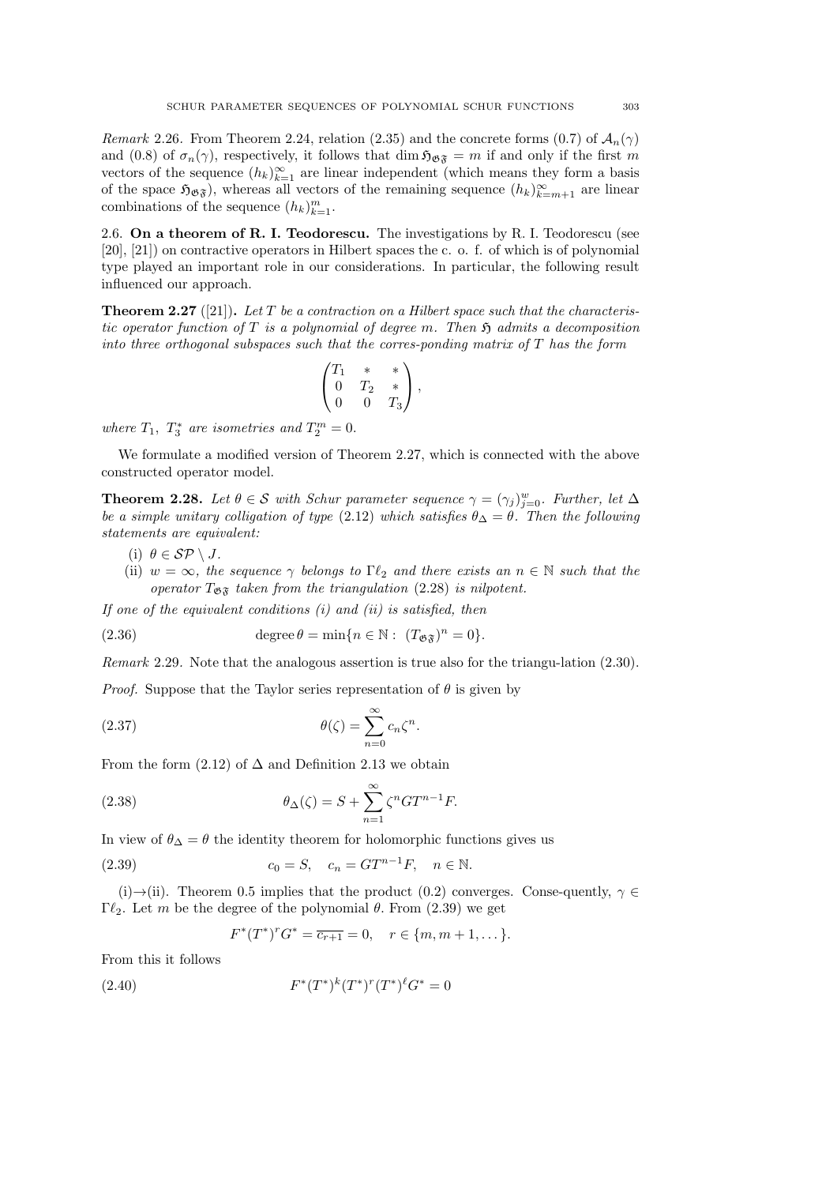*Remark* 2.26. From Theorem 2.24, relation (2.35) and the concrete forms (0.7) of $\mathcal{A}_n(\gamma)$ and (0.8) of $\sigma_n(\gamma)$, respectively, it follows that $\dim \mathfrak{H}_{\mathfrak{G}\mathfrak{F}} = m$ if and only if the first $m$ vectors of the sequence $(h_k)_{k=1}^{\infty}$ are linear independent (which means they form a basis of the space $\mathfrak{H}_{\mathfrak{G}\mathfrak{F}}$), whereas all vectors of the remaining sequence $(h_k)_{k=m+1}^{\infty}$ are linear combinations of the sequence $(h_k)_{k=1}^{m}$.

2.6. **On a theorem of R. I. Teodorescu.** The investigations by R. I. Teodorescu (see [20], [21]) on contractive operators in Hilbert spaces the c. o. f. of which is of polynomial type played an important role in our considerations. In particular, the following result influenced our approach.

**Theorem 2.27** ([21])**.** *Let $T$ be a contraction on a Hilbert space such that the characteristic operator function of $T$ is a polynomial of degree $m$. Then $\mathfrak{H}$ admits a decomposition into three orthogonal subspaces such that the corres-ponding matrix of $T$ has the form*

$$\begin{pmatrix} T_1 & * & * \\ 0 & T_2 & * \\ 0 & 0 & T_3 \end{pmatrix},$$

*where $T_1,\ T_3^*$ are isometries and $T_2^m = 0$.*

We formulate a modified version of Theorem 2.27, which is connected with the above constructed operator model.

**Theorem 2.28.** *Let $\theta \in \mathcal{S}$ with Schur parameter sequence $\gamma = (\gamma_j)_{j=0}^{w}$. Further, let $\Delta$ be a simple unitary colligation of type* (2.12) *which satisfies $\theta_\Delta = \theta$. Then the following statements are equivalent:*

- (i) $\theta \in \mathcal{SP} \setminus J$.
- (ii) $w = \infty$*, the sequence $\gamma$ belongs to $\Gamma\ell_2$ and there exists an $n \in \mathbb{N}$ such that the operator $T_{\mathfrak{G}\mathfrak{F}}$ taken from the triangulation* (2.28) *is nilpotent.*

*If one of the equivalent conditions (i) and (ii) is satisfied, then*

$$\operatorname{degree} \theta = \min\{n \in \mathbb{N} :\ (T_{\mathfrak{G}\mathfrak{F}})^n = 0\}. \tag{2.36}$$

*Remark* 2.29. Note that the analogous assertion is true also for the triangu-lation (2.30).

*Proof.* Suppose that the Taylor series representation of $\theta$ is given by

$$\theta(\zeta) = \sum_{n=0}^{\infty} c_n \zeta^n. \tag{2.37}$$

From the form (2.12) of $\Delta$ and Definition 2.13 we obtain

$$\theta_\Delta(\zeta) = S + \sum_{n=1}^{\infty} \zeta^n G T^{n-1} F. \tag{2.38}$$

In view of $\theta_\Delta = \theta$ the identity theorem for holomorphic functions gives us

$$c_0 = S, \quad c_n = G T^{n-1} F, \quad n \in \mathbb{N}. \tag{2.39}$$

(i)→(ii). Theorem 0.5 implies that the product (0.2) converges. Conse-quently, $\gamma \in \Gamma\ell_2$. Let $m$ be the degree of the polynomial $\theta$. From (2.39) we get

$$F^*(T^*)^r G^* = \overline{c_{r+1}} = 0, \quad r \in \{m, m+1, \dots\}.$$

From this it follows

$$F^*(T^*)^k (T^*)^r (T^*)^\ell G^* = 0 \tag{2.40}$$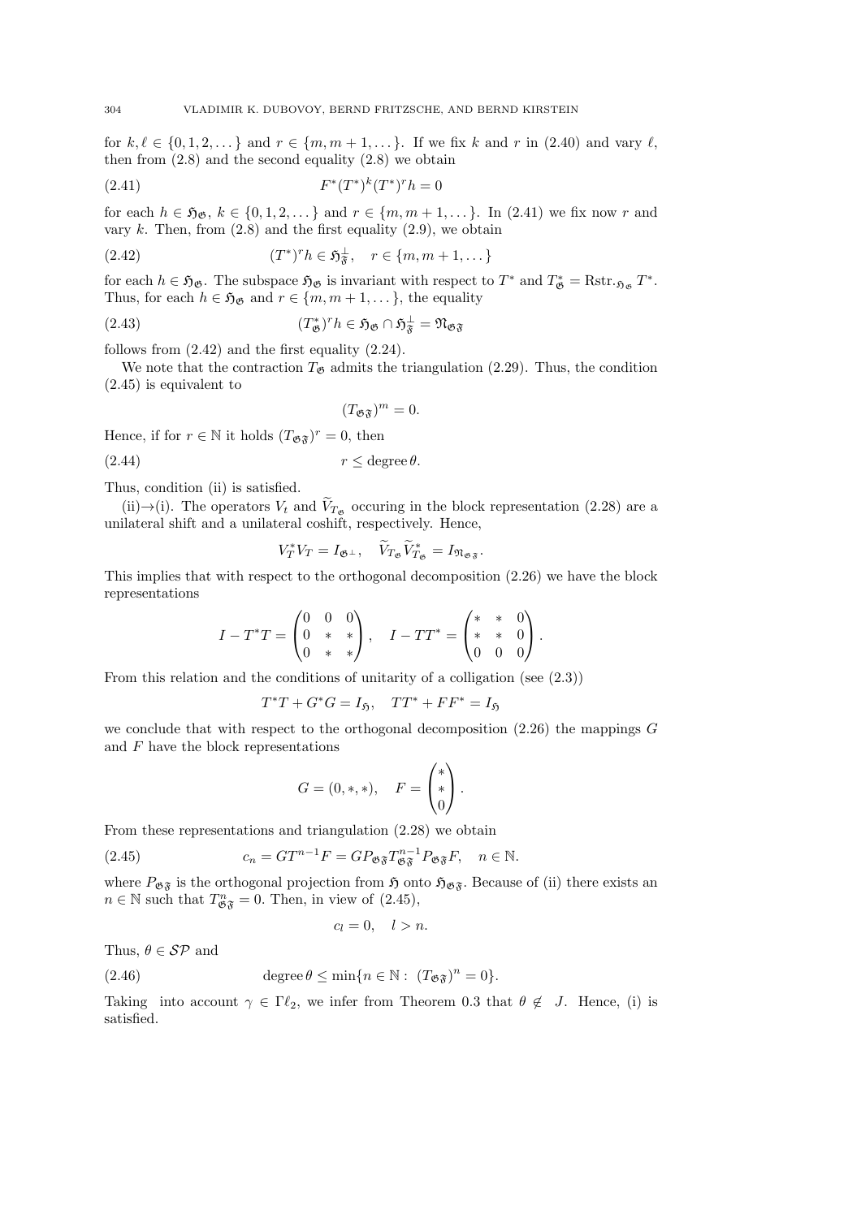for $k, \ell \in \{0, 1, 2, \dots\}$ and $r \in \{m, m+1, \dots\}$. If we fix $k$ and $r$ in (2.40) and vary $\ell$, then from (2.8) and the second equality (2.8) we obtain

$$F^*(T^*)^k(T^*)^r h = 0 \tag{2.41}$$

for each $h \in \mathfrak{H}_{\mathfrak{G}}$, $k \in \{0, 1, 2, \dots\}$ and $r \in \{m, m+1, \dots\}$. In (2.41) we fix now $r$ and vary $k$. Then, from (2.8) and the first equality (2.9), we obtain

$$(T^*)^r h \in \mathfrak{H}_{\mathfrak{F}}^{\perp}, \quad r \in \{m, m+1, \dots\} \tag{2.42}$$

for each $h \in \mathfrak{H}_{\mathfrak{G}}$. The subspace $\mathfrak{H}_{\mathfrak{G}}$ is invariant with respect to $T^*$ and $T^*_{\mathfrak{G}} = \mathrm{Rstr.}_{\mathfrak{H}_{\mathfrak{G}}} T^*$. Thus, for each $h \in \mathfrak{H}_{\mathfrak{G}}$ and $r \in \{m, m+1, \dots\}$, the equality

$$(T^*_{\mathfrak{G}})^r h \in \mathfrak{H}_{\mathfrak{G}} \cap \mathfrak{H}_{\mathfrak{F}}^{\perp} = \mathfrak{N}_{\mathfrak{G}\mathfrak{F}} \tag{2.43}$$

follows from (2.42) and the first equality (2.24).

We note that the contraction $T_{\mathfrak{G}}$ admits the triangulation (2.29). Thus, the condition (2.45) is equivalent to

$$(T_{\mathfrak{G}\mathfrak{F}})^m = 0.$$

Hence, if for $r \in \mathbb{N}$ it holds $(T_{\mathfrak{G}\mathfrak{F}})^r = 0$, then

$$r \leq \mathrm{degree}\, \theta. \tag{2.44}$$

Thus, condition (ii) is satisfied.

(ii)→(i). The operators $V_t$ and $\widetilde{V}_{T_{\mathfrak{G}}}$ occuring in the block representation (2.28) are a unilateral shift and a unilateral coshift, respectively. Hence,

$$V_T^* V_T = I_{\mathfrak{G}^{\perp}}, \quad \widetilde{V}_{T_{\mathfrak{G}}} \widetilde{V}_{T_{\mathfrak{G}}}^* = I_{\mathfrak{N}_{\mathfrak{G}\mathfrak{F}}}.$$

This implies that with respect to the orthogonal decomposition (2.26) we have the block representations

$$I - T^*T = \begin{pmatrix} 0 & 0 & 0 \\ 0 & * & * \\ 0 & * & * \end{pmatrix}, \quad I - TT^* = \begin{pmatrix} * & * & 0 \\ * & * & 0 \\ 0 & 0 & 0 \end{pmatrix}.$$

From this relation and the conditions of unitarity of a colligation (see (2.3))

$$T^*T + G^*G = I_{\mathfrak{H}}, \quad TT^* + FF^* = I_{\mathfrak{H}}$$

we conclude that with respect to the orthogonal decomposition (2.26) the mappings $G$ and $F$ have the block representations

$$G = (0, *, *), \quad F = \begin{pmatrix} * \\ * \\ 0 \end{pmatrix}.$$

From these representations and triangulation (2.28) we obtain

$$c_n = GT^{n-1}F = GP_{\mathfrak{G}\mathfrak{F}} T_{\mathfrak{G}\mathfrak{F}}^{n-1} P_{\mathfrak{G}\mathfrak{F}} F, \quad n \in \mathbb{N}. \tag{2.45}$$

where $P_{\mathfrak{G}\mathfrak{F}}$ is the orthogonal projection from $\mathfrak{H}$ onto $\mathfrak{H}_{\mathfrak{G}\mathfrak{F}}$. Because of (ii) there exists an $n \in \mathbb{N}$ such that $T_{\mathfrak{G}\mathfrak{F}}^n = 0$. Then, in view of (2.45),

$$c_l = 0, \quad l > n.$$

Thus, $\theta \in \mathcal{SP}$ and

$$\mathrm{degree}\, \theta \leq \min\{n \in \mathbb{N} : \ (T_{\mathfrak{G}\mathfrak{F}})^n = 0\}. \tag{2.46}$$

Taking into account $\gamma \in \Gamma\ell_2$, we infer from Theorem 0.3 that $\theta \notin J$. Hence, (i) is satisfied.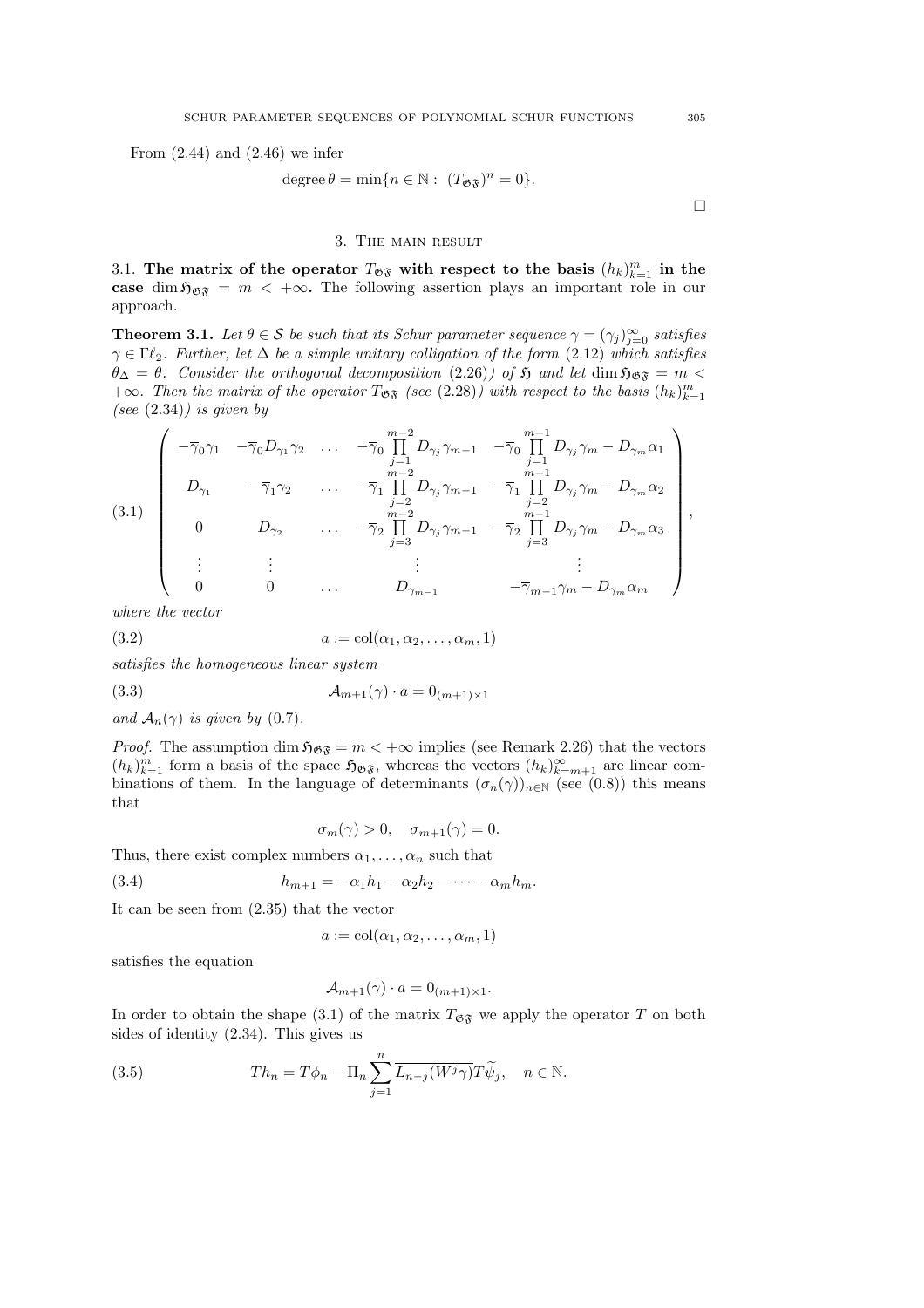From (2.44) and (2.46) we infer

$$\operatorname{degree}\theta = \min\{n \in \mathbb{N} : \ (T_{\mathfrak{G}\mathfrak{F}})^n = 0\}.$$

$\square$

## 3. The main result

**3.1. The matrix of the operator $T_{\mathfrak{G}\mathfrak{F}}$ with respect to the basis $(h_k)_{k=1}^m$ in the case $\dim \mathfrak{H}_{\mathfrak{G}\mathfrak{F}} = m < +\infty$.** The following assertion plays an important role in our approach.

**Theorem 3.1.** *Let $\theta \in \mathcal{S}$ be such that its Schur parameter sequence $\gamma = (\gamma_j)_{j=0}^\infty$ satisfies $\gamma \in \Gamma\ell_2$. Further, let $\Delta$ be a simple unitary colligation of the form (2.12) which satisfies $\theta_\Delta = \theta$. Consider the orthogonal decomposition (2.26)) of $\mathfrak{H}$ and let $\dim \mathfrak{H}_{\mathfrak{G}\mathfrak{F}} = m < +\infty$. Then the matrix of the operator $T_{\mathfrak{G}\mathfrak{F}}$ (see (2.28)) with respect to the basis $(h_k)_{k=1}^m$ (see (2.34)) is given by*

$$\tag{3.1}
\begin{pmatrix}
-\overline{\gamma}_0\gamma_1 & -\overline{\gamma}_0 D_{\gamma_1}\gamma_2 & \dots & -\overline{\gamma}_0 \prod\limits_{j=1}^{m-2} D_{\gamma_j}\gamma_{m-1} & -\overline{\gamma}_0 \prod\limits_{j=1}^{m-1} D_{\gamma_j}\gamma_m - D_{\gamma_m}\alpha_1 \\
D_{\gamma_1} & -\overline{\gamma}_1\gamma_2 & \dots & -\overline{\gamma}_1 \prod\limits_{j=2}^{m-2} D_{\gamma_j}\gamma_{m-1} & -\overline{\gamma}_1 \prod\limits_{j=2}^{m-1} D_{\gamma_j}\gamma_m - D_{\gamma_m}\alpha_2 \\
0 & D_{\gamma_2} & \dots & -\overline{\gamma}_2 \prod\limits_{j=3}^{m-2} D_{\gamma_j}\gamma_{m-1} & -\overline{\gamma}_2 \prod\limits_{j=3}^{m-1} D_{\gamma_j}\gamma_m - D_{\gamma_m}\alpha_3 \\
\vdots & \vdots & & \vdots & \vdots \\
0 & 0 & \dots & D_{\gamma_{m-1}} & -\overline{\gamma}_{m-1}\gamma_m - D_{\gamma_m}\alpha_m
\end{pmatrix},$$

*where the vector*

$$\tag{3.2} a := \operatorname{col}(\alpha_1, \alpha_2, \dots, \alpha_m, 1)$$

*satisfies the homogeneous linear system*

$$\tag{3.3} \mathcal{A}_{m+1}(\gamma) \cdot a = 0_{(m+1)\times 1}$$

*and $\mathcal{A}_n(\gamma)$ is given by (0.7).*

*Proof.* The assumption $\dim \mathfrak{H}_{\mathfrak{G}\mathfrak{F}} = m < +\infty$ implies (see Remark 2.26) that the vectors $(h_k)_{k=1}^m$ form a basis of the space $\mathfrak{H}_{\mathfrak{G}\mathfrak{F}}$, whereas the vectors $(h_k)_{k=m+1}^\infty$ are linear combinations of them. In the language of determinants $(\sigma_n(\gamma))_{n\in\mathbb{N}}$ (see (0.8)) this means that

$$\sigma_m(\gamma) > 0, \quad \sigma_{m+1}(\gamma) = 0.$$

Thus, there exist complex numbers $\alpha_1, \dots, \alpha_n$ such that

$$\tag{3.4} h_{m+1} = -\alpha_1 h_1 - \alpha_2 h_2 - \dots - \alpha_m h_m.$$

It can be seen from (2.35) that the vector

$$a := \operatorname{col}(\alpha_1, \alpha_2, \dots, \alpha_m, 1)$$

satisfies the equation

$$\mathcal{A}_{m+1}(\gamma) \cdot a = 0_{(m+1)\times 1}.$$

In order to obtain the shape (3.1) of the matrix $T_{\mathfrak{G}\mathfrak{F}}$ we apply the operator $T$ on both sides of identity (2.34). This gives us

$$\tag{3.5} Th_n = T\phi_n - \Pi_n \sum_{j=1}^n \overline{L_{n-j}(W^j\gamma)} T\widetilde{\psi}_j, \quad n \in \mathbb{N}.$$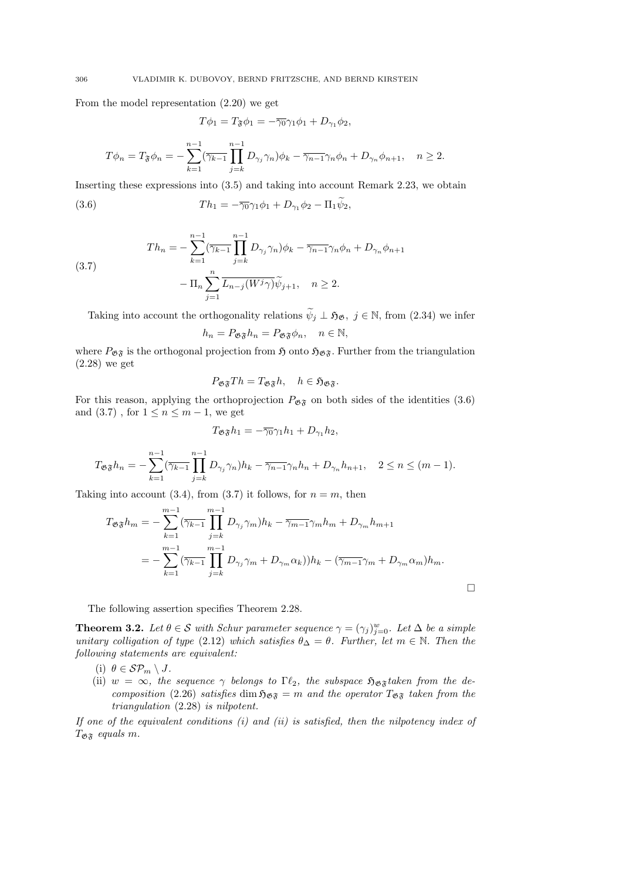From the model representation (2.20) we get

$$T\phi_1 = T_{\mathfrak{F}}\phi_1 = -\overline{\gamma_0}\gamma_1\phi_1 + D_{\gamma_1}\phi_2,$$

$$T\phi_n = T_{\mathfrak{F}}\phi_n = -\sum_{k=1}^{n-1}(\overline{\gamma_{k-1}}\prod_{j=k}^{n-1}D_{\gamma_j}\gamma_n)\phi_k - \overline{\gamma_{n-1}}\gamma_n\phi_n + D_{\gamma_n}\phi_{n+1}, \quad n \geq 2.$$

Inserting these expressions into (3.5) and taking into account Remark 2.23, we obtain

$$Th_1 = -\overline{\gamma_0}\gamma_1\phi_1 + D_{\gamma_1}\phi_2 - \Pi_1\widetilde{\psi}_2, \tag{3.6}$$

$$\begin{aligned} Th_n = &-\sum_{k=1}^{n-1}(\overline{\gamma_{k-1}}\prod_{j=k}^{n-1}D_{\gamma_j}\gamma_n)\phi_k - \overline{\gamma_{n-1}}\gamma_n\phi_n + D_{\gamma_n}\phi_{n+1} \\ &- \Pi_n\sum_{j=1}^{n}\overline{L_{n-j}(W^j\gamma)}\widetilde{\psi}_{j+1}, \quad n \geq 2. \end{aligned} \tag{3.7}$$

Taking into account the orthogonality relations $\widetilde{\psi}_j \perp \mathfrak{H}_{\mathfrak{G}}$, $j \in \mathbb{N}$, from (2.34) we infer

$$h_n = P_{\mathfrak{G}\mathfrak{F}}h_n = P_{\mathfrak{G}\mathfrak{F}}\phi_n, \quad n \in \mathbb{N},$$

where $P_{\mathfrak{G}\mathfrak{F}}$ is the orthogonal projection from $\mathfrak{H}$ onto $\mathfrak{H}_{\mathfrak{G}\mathfrak{F}}$. Further from the triangulation (2.28) we get

$$P_{\mathfrak{G}\mathfrak{F}}Th = T_{\mathfrak{G}\mathfrak{F}}h, \quad h \in \mathfrak{H}_{\mathfrak{G}\mathfrak{F}}.$$

For this reason, applying the orthoprojection $P_{\mathfrak{G}\mathfrak{F}}$ on both sides of the identities (3.6) and (3.7) , for $1 \leq n \leq m-1$, we get

$$T_{\mathfrak{G}\mathfrak{F}}h_1 = -\overline{\gamma_0}\gamma_1 h_1 + D_{\gamma_1}h_2,$$

$$T_{\mathfrak{G}\mathfrak{F}}h_n = -\sum_{k=1}^{n-1}(\overline{\gamma_{k-1}}\prod_{j=k}^{n-1}D_{\gamma_j}\gamma_n)h_k - \overline{\gamma_{n-1}}\gamma_n h_n + D_{\gamma_n}h_{n+1}, \quad 2 \leq n \leq (m-1).$$

Taking into account (3.4), from (3.7) it follows, for $n = m$, then

$$\begin{aligned} T_{\mathfrak{G}\mathfrak{F}}h_m &= -\sum_{k=1}^{m-1}(\overline{\gamma_{k-1}}\prod_{j=k}^{m-1}D_{\gamma_j}\gamma_m)h_k - \overline{\gamma_{m-1}}\gamma_m h_m + D_{\gamma_m}h_{m+1} \\ &= -\sum_{k=1}^{m-1}(\overline{\gamma_{k-1}}\prod_{j=k}^{m-1}D_{\gamma_j}\gamma_m + D_{\gamma_m}\alpha_k))h_k - (\overline{\gamma_{m-1}}\gamma_m + D_{\gamma_m}\alpha_m)h_m. \end{aligned}$$

□

The following assertion specifies Theorem 2.28.

**Theorem 3.2.** *Let $\theta \in \mathcal{S}$ with Schur parameter sequence $\gamma = (\gamma_j)_{j=0}^{w}$. Let $\Delta$ be a simple unitary colligation of type* (2.12) *which satisfies $\theta_\Delta = \theta$. Further, let $m \in \mathbb{N}$. Then the following statements are equivalent:*

(i) *$\theta \in \mathcal{SP}_m \setminus J$.*
(ii) *$w = \infty$, the sequence $\gamma$ belongs to $\Gamma\ell_2$, the subspace $\mathfrak{H}_{\mathfrak{G}\mathfrak{F}}$ taken from the decomposition* (2.26) *satisfies $\dim \mathfrak{H}_{\mathfrak{G}\mathfrak{F}} = m$ and the operator $T_{\mathfrak{G}\mathfrak{F}}$ taken from the triangulation* (2.28) *is nilpotent.*

*If one of the equivalent conditions (i) and (ii) is satisfied, then the nilpotency index of $T_{\mathfrak{G}\mathfrak{F}}$ equals $m$.*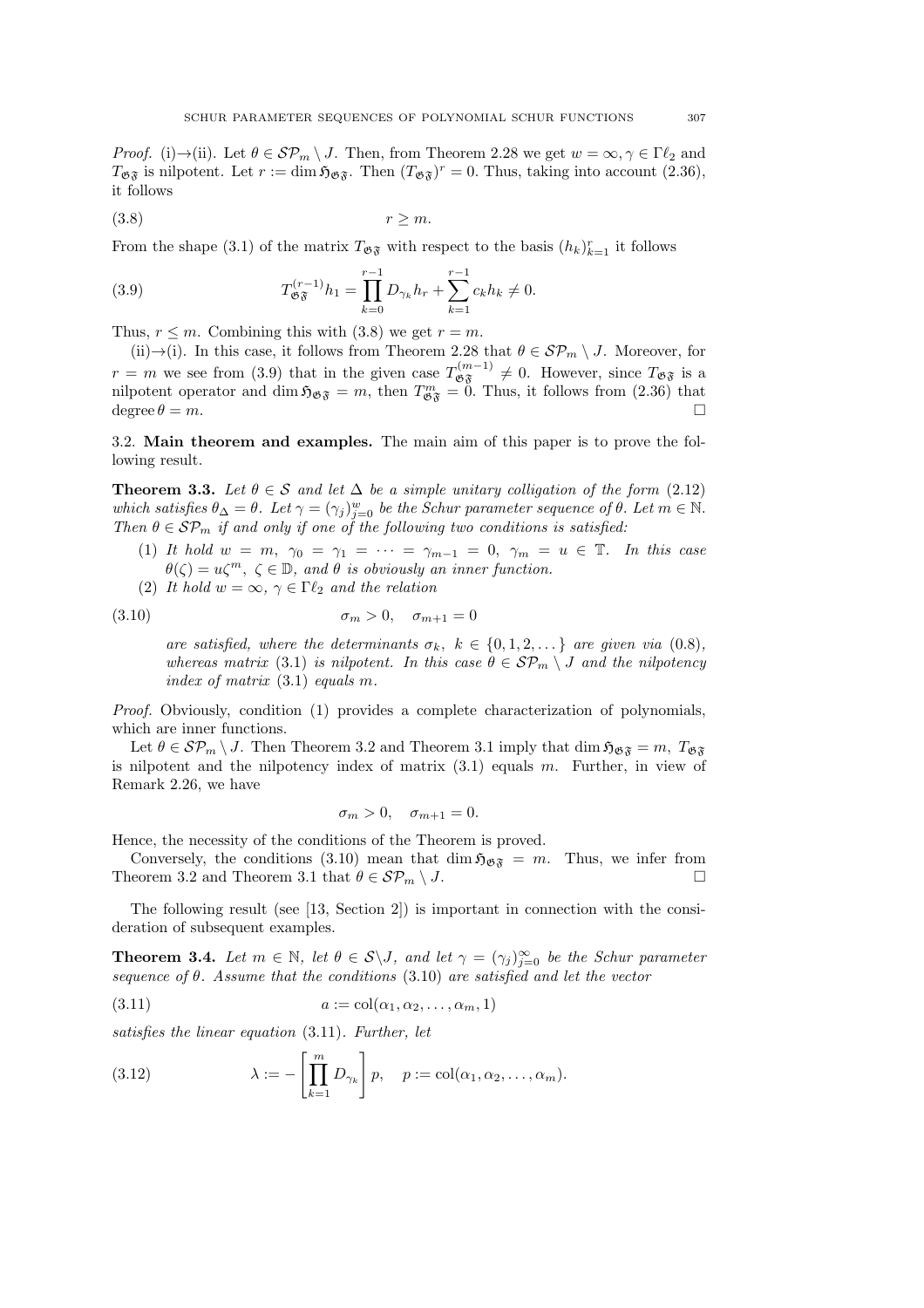*Proof.* (i)→(ii). Let $\theta \in \mathcal{SP}_m \setminus J$. Then, from Theorem 2.28 we get $w = \infty, \gamma \in \Gamma\ell_2$ and $T_{\mathfrak{G}\mathfrak{F}}$ is nilpotent. Let $r := \dim \mathfrak{H}_{\mathfrak{G}\mathfrak{F}}$. Then $(T_{\mathfrak{G}\mathfrak{F}})^r = 0$. Thus, taking into account (2.36), it follows

$$r \geq m. \tag{3.8}$$

From the shape (3.1) of the matrix $T_{\mathfrak{G}\mathfrak{F}}$ with respect to the basis $(h_k)_{k=1}^r$ it follows

$$T_{\mathfrak{G}\mathfrak{F}}^{(r-1)} h_1 = \prod_{k=0}^{r-1} D_{\gamma_k} h_r + \sum_{k=1}^{r-1} c_k h_k \neq 0. \tag{3.9}$$

Thus, $r \leq m$. Combining this with (3.8) we get $r = m$.

(ii)→(i). In this case, it follows from Theorem 2.28 that $\theta \in \mathcal{SP}_m \setminus J$. Moreover, for $r = m$ we see from (3.9) that in the given case $T_{\mathfrak{G}\mathfrak{F}}^{(m-1)} \neq 0$. However, since $T_{\mathfrak{G}\mathfrak{F}}$ is a nilpotent operator and $\dim \mathfrak{H}_{\mathfrak{G}\mathfrak{F}} = m$, then $T_{\mathfrak{G}\mathfrak{F}}^m = 0$. Thus, it follows from (2.36) that $\operatorname{degree} \theta = m$. $\square$

## 3.2. Main theorem and examples.

The main aim of this paper is to prove the following result.

**Theorem 3.3.** *Let $\theta \in \mathcal{S}$ and let $\Delta$ be a simple unitary colligation of the form (2.12) which satisfies $\theta_\Delta = \theta$. Let $\gamma = (\gamma_j)_{j=0}^w$ be the Schur parameter sequence of $\theta$. Let $m \in \mathbb{N}$. Then $\theta \in \mathcal{SP}_m$ if and only if one of the following two conditions is satisfied:*

1. *It hold $w = m$, $\gamma_0 = \gamma_1 = \cdots = \gamma_{m-1} = 0$, $\gamma_m = u \in \mathbb{T}$. In this case $\theta(\zeta) = u\zeta^m$, $\zeta \in \mathbb{D}$, and $\theta$ is obviously an inner function.*
2. *It hold $w = \infty$, $\gamma \in \Gamma\ell_2$ and the relation*

$$\sigma_m > 0, \quad \sigma_{m+1} = 0 \tag{3.10}$$

*are satisfied, where the determinants $\sigma_k$, $k \in \{0, 1, 2, \dots\}$ are given via (0.8), whereas matrix (3.1) is nilpotent. In this case $\theta \in \mathcal{SP}_m \setminus J$ and the nilpotency index of matrix (3.1) equals $m$.*

*Proof.* Obviously, condition (1) provides a complete characterization of polynomials, which are inner functions.

Let $\theta \in \mathcal{SP}_m \setminus J$. Then Theorem 3.2 and Theorem 3.1 imply that $\dim \mathfrak{H}_{\mathfrak{G}\mathfrak{F}} = m$, $T_{\mathfrak{G}\mathfrak{F}}$ is nilpotent and the nilpotency index of matrix (3.1) equals $m$. Further, in view of Remark 2.26, we have

$$\sigma_m > 0, \quad \sigma_{m+1} = 0.$$

Hence, the necessity of the conditions of the Theorem is proved.

Conversely, the conditions (3.10) mean that $\dim \mathfrak{H}_{\mathfrak{G}\mathfrak{F}} = m$. Thus, we infer from Theorem 3.2 and Theorem 3.1 that $\theta \in \mathcal{SP}_m \setminus J$. $\square$

The following result (see [13, Section 2]) is important in connection with the consideration of subsequent examples.

**Theorem 3.4.** *Let $m \in \mathbb{N}$, let $\theta \in \mathcal{S} \setminus J$, and let $\gamma = (\gamma_j)_{j=0}^\infty$ be the Schur parameter sequence of $\theta$. Assume that the conditions (3.10) are satisfied and let the vector*

$$a := \operatorname{col}(\alpha_1, \alpha_2, \dots, \alpha_m, 1) \tag{3.11}$$

*satisfies the linear equation (3.11). Further, let*

$$\lambda := -\left[\prod_{k=1}^m D_{\gamma_k}\right] p, \quad p := \operatorname{col}(\alpha_1, \alpha_2, \dots, \alpha_m). \tag{3.12}$$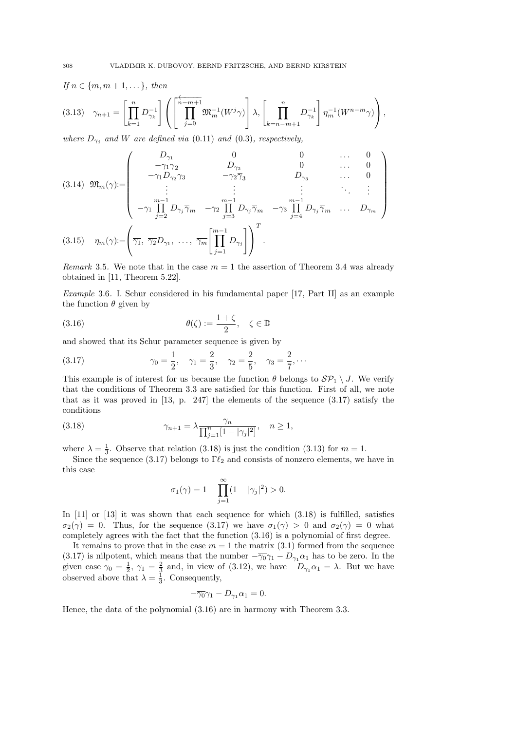*If* $n \in \{m, m+1, \dots\}$, *then*

$$\gamma_{n+1} = \left[\prod_{k=1}^{n} D_{\gamma_k}^{-1}\right] \left( \left[\overleftarrow{\prod_{j=0}^{n-m+1}} \mathfrak{M}_m^{-1}(W^j\gamma)\right] \lambda, \left[\prod_{k=n-m+1}^{n} D_{\gamma_k}^{-1}\right] \eta_m^{-1}(W^{n-m}\gamma) \right), \tag{3.13}$$

*where* $D_{\gamma_j}$ *and* $W$ *are defined via* (0.11) *and* (0.3), *respectively,*

$$\mathfrak{M}_m(\gamma) := \begin{pmatrix} D_{\gamma_1} & 0 & 0 & \dots & 0 \\ -\gamma_1\overline{\gamma}_2 & D_{\gamma_2} & 0 & \dots & 0 \\ -\gamma_1 D_{\gamma_2}\gamma_3 & -\gamma_2\overline{\gamma}_3 & D_{\gamma_3} & \dots & 0 \\ \vdots & \vdots & \vdots & \ddots & \vdots \\ -\gamma_1 \prod_{j=2}^{m-1} D_{\gamma_j}\overline{\gamma}_m & -\gamma_2 \prod_{j=3}^{m-1} D_{\gamma_j}\overline{\gamma}_m & -\gamma_3 \prod_{j=4}^{m-1} D_{\gamma_j}\overline{\gamma}_m & \dots & D_{\gamma_m} \end{pmatrix} \tag{3.14}$$

$$\eta_m(\gamma) := \left( \overline{\gamma_1},\ \overline{\gamma_2} D_{\gamma_1},\ \dots,\ \overline{\gamma_m}\left[\prod_{j=1}^{m-1} D_{\gamma_j}\right] \right)^T. \tag{3.15}$$

*Remark* 3.5. We note that in the case $m = 1$ the assertion of Theorem 3.4 was already obtained in [11, Theorem 5.22].

*Example* 3.6. I. Schur considered in his fundamental paper [17, Part II] as an example the function $\theta$ given by

$$\theta(\zeta) := \frac{1+\zeta}{2}, \quad \zeta \in \mathbb{D} \tag{3.16}$$

and showed that its Schur parameter sequence is given by

$$\gamma_0 = \frac{1}{2}, \quad \gamma_1 = \frac{2}{3}, \quad \gamma_2 = \frac{2}{5}, \quad \gamma_3 = \frac{2}{7}, \cdots \tag{3.17}$$

This example is of interest for us because the function $\theta$ belongs to $\mathcal{SP}_1 \setminus J$. We verify that the conditions of Theorem 3.3 are satisfied for this function. First of all, we note that as it was proved in [13, p. 247] the elements of the sequence (3.17) satisfy the conditions

$$\gamma_{n+1} = \lambda \frac{\gamma_n}{\prod_{j=1}^{n}[1 - |\gamma_j|^2]}, \quad n \geq 1, \tag{3.18}$$

where $\lambda = \frac{1}{3}$. Observe that relation (3.18) is just the condition (3.13) for $m = 1$.

Since the sequence (3.17) belongs to $\Gamma\ell_2$ and consists of nonzero elements, we have in this case

$$\sigma_1(\gamma) = 1 - \prod_{j=1}^{\infty}(1 - |\gamma_j|^2) > 0.$$

In [11] or [13] it was shown that each sequence for which (3.18) is fulfilled, satisfies $\sigma_2(\gamma) = 0$. Thus, for the sequence (3.17) we have $\sigma_1(\gamma) > 0$ and $\sigma_2(\gamma) = 0$ what completely agrees with the fact that the function (3.16) is a polynomial of first degree.

It remains to prove that in the case $m = 1$ the matrix (3.1) formed from the sequence (3.17) is nilpotent, which means that the number $-\overline{\gamma_0}\gamma_1 - D_{\gamma_1}\alpha_1$ has to be zero. In the given case $\gamma_0 = \frac{1}{2}$, $\gamma_1 = \frac{2}{3}$ and, in view of (3.12), we have $-D_{\gamma_1}\alpha_1 = \lambda$. But we have observed above that $\lambda = \frac{1}{3}$. Consequently,

$$-\overline{\gamma_0}\gamma_1 - D_{\gamma_1}\alpha_1 = 0.$$

Hence, the data of the polynomial (3.16) are in harmony with Theorem 3.3.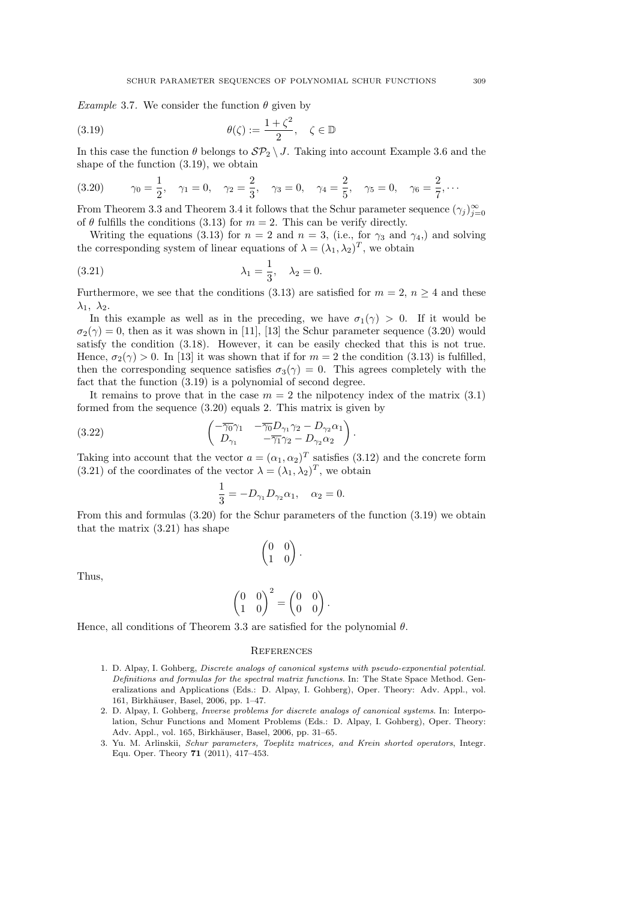*Example* 3.7. We consider the function $\theta$ given by

$$\theta(\zeta) := \frac{1+\zeta^2}{2}, \quad \zeta \in \mathbb{D} \tag{3.19}$$

In this case the function $\theta$ belongs to $\mathcal{SP}_2 \setminus J$. Taking into account Example 3.6 and the shape of the function (3.19), we obtain

$$\gamma_0 = \frac{1}{2}, \quad \gamma_1 = 0, \quad \gamma_2 = \frac{2}{3}, \quad \gamma_3 = 0, \quad \gamma_4 = \frac{2}{5}, \quad \gamma_5 = 0, \quad \gamma_6 = \frac{2}{7}, \cdots \tag{3.20}$$

From Theorem 3.3 and Theorem 3.4 it follows that the Schur parameter sequence $(\gamma_j)_{j=0}^{\infty}$ of $\theta$ fulfills the conditions (3.13) for $m = 2$. This can be verify directly.

Writing the equations (3.13) for $n = 2$ and $n = 3$, (i.e., for $\gamma_3$ and $\gamma_4$,) and solving the corresponding system of linear equations of $\lambda = (\lambda_1, \lambda_2)^T$, we obtain

$$\lambda_1 = \frac{1}{3}, \quad \lambda_2 = 0. \tag{3.21}$$

Furthermore, we see that the conditions (3.13) are satisfied for $m = 2$, $n \geq 4$ and these $\lambda_1$, $\lambda_2$.

In this example as well as in the preceding, we have $\sigma_1(\gamma) > 0$. If it would be $\sigma_2(\gamma) = 0$, then as it was shown in [11], [13] the Schur parameter sequence (3.20) would satisfy the condition (3.18). However, it can be easily checked that this is not true. Hence, $\sigma_2(\gamma) > 0$. In [13] it was shown that if for $m = 2$ the condition (3.13) is fulfilled, then the corresponding sequence satisfies $\sigma_3(\gamma) = 0$. This agrees completely with the fact that the function (3.19) is a polynomial of second degree.

It remains to prove that in the case $m = 2$ the nilpotency index of the matrix (3.1) formed from the sequence (3.20) equals 2. This matrix is given by

$$\begin{pmatrix} -\overline{\gamma_0}\gamma_1 & -\overline{\gamma_0}D_{\gamma_1}\gamma_2 - D_{\gamma_2}\alpha_1 \\ D_{\gamma_1} & -\overline{\gamma_1}\gamma_2 - D_{\gamma_2}\alpha_2 \end{pmatrix}. \tag{3.22}$$

Taking into account that the vector $a = (\alpha_1, \alpha_2)^T$ satisfies (3.12) and the concrete form (3.21) of the coordinates of the vector $\lambda = (\lambda_1, \lambda_2)^T$, we obtain

$$\frac{1}{3} = -D_{\gamma_1}D_{\gamma_2}\alpha_1, \quad \alpha_2 = 0.$$

From this and formulas (3.20) for the Schur parameters of the function (3.19) we obtain that the matrix (3.21) has shape

$$\begin{pmatrix} 0 & 0 \\ 1 & 0 \end{pmatrix}.$$

Thus,

$$\begin{pmatrix} 0 & 0 \\ 1 & 0 \end{pmatrix}^2 = \begin{pmatrix} 0 & 0 \\ 0 & 0 \end{pmatrix}.$$

Hence, all conditions of Theorem 3.3 are satisfied for the polynomial $\theta$.

## References

1. D. Alpay, I. Gohberg, *Discrete analogs of canonical systems with pseudo-exponential potential. Definitions and formulas for the spectral matrix functions*. In: The State Space Method. Generalizations and Applications (Eds.: D. Alpay, I. Gohberg), Oper. Theory: Adv. Appl., vol. 161, Birkhäuser, Basel, 2006, pp. 1–47.
2. D. Alpay, I. Gohberg, *Inverse problems for discrete analogs of canonical systems*. In: Interpolation, Schur Functions and Moment Problems (Eds.: D. Alpay, I. Gohberg), Oper. Theory: Adv. Appl., vol. 165, Birkhäuser, Basel, 2006, pp. 31–65.
3. Yu. M. Arlinskii, *Schur parameters, Toeplitz matrices, and Krein shorted operators*, Integr. Equ. Oper. Theory **71** (2011), 417–453.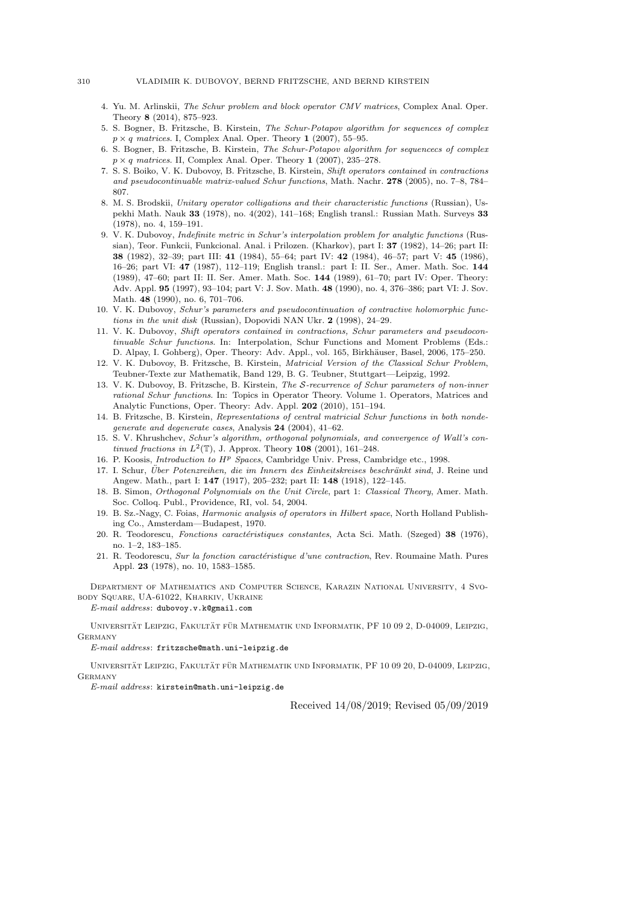4. Yu. M. Arlinskii, *The Schur problem and block operator CMV matrices*, Complex Anal. Oper. Theory **8** (2014), 875–923.
5. S. Bogner, B. Fritzsche, B. Kirstein, *The Schur-Potapov algorithm for sequences of complex $p \times q$ matrices*. I, Complex Anal. Oper. Theory **1** (2007), 55–95.
6. S. Bogner, B. Fritzsche, B. Kirstein, *The Schur-Potapov algorithm for sequencees of complex $p \times q$ matrices*. II, Complex Anal. Oper. Theory **1** (2007), 235–278.
7. S. S. Boiko, V. K. Dubovoy, B. Fritzsche, B. Kirstein, *Shift operators contained in contractions and pseudocontinuable matrix-valued Schur functions*, Math. Nachr. **278** (2005), no. 7–8, 784–807.
8. M. S. Brodskii, *Unitary operator colligations and their characteristic functions* (Russian), Uspekhi Math. Nauk **33** (1978), no. 4(202), 141–168; English transl.: Russian Math. Surveys **33** (1978), no. 4, 159–191.
9. V. K. Dubovoy, *Indefinite metric in Schur's interpolation problem for analytic functions* (Russian), Teor. Funkcii, Funkcional. Anal. i Prilozen. (Kharkov), part I: **37** (1982), 14–26; part II: **38** (1982), 32–39; part III: **41** (1984), 55–64; part IV: **42** (1984), 46–57; part V: **45** (1986), 16–26; part VI: **47** (1987), 112–119; English transl.: part I: II. Ser., Amer. Math. Soc. **144** (1989), 47–60; part II: II. Ser. Amer. Math. Soc. **144** (1989), 61–70; part IV: Oper. Theory: Adv. Appl. **95** (1997), 93–104; part V: J. Sov. Math. **48** (1990), no. 4, 376–386; part VI: J. Sov. Math. **48** (1990), no. 6, 701–706.
10. V. K. Dubovoy, *Schur's parameters and pseudocontinuation of contractive holomorphic functions in the unit disk* (Russian), Dopovidi NAN Ukr. **2** (1998), 24–29.
11. V. K. Dubovoy, *Shift operators contained in contractions, Schur parameters and pseudocontinuable Schur functions*. In: Interpolation, Schur Functions and Moment Problems (Eds.: D. Alpay, I. Gohberg), Oper. Theory: Adv. Appl., vol. 165, Birkhäuser, Basel, 2006, 175–250.
12. V. K. Dubovoy, B. Fritzsche, B. Kirstein, *Matricial Version of the Classical Schur Problem*, Teubner-Texte zur Mathematik, Band 129, B. G. Teubner, Stuttgart—Leipzig, 1992.
13. V. K. Dubovoy, B. Fritzsche, B. Kirstein, *The $\mathcal{S}$-recurrence of Schur parameters of non-inner rational Schur functions*. In: Topics in Operator Theory. Volume 1. Operators, Matrices and Analytic Functions, Oper. Theory: Adv. Appl. **202** (2010), 151–194.
14. B. Fritzsche, B. Kirstein, *Representations of central matricial Schur functions in both nondegenerate and degenerate cases*, Analysis **24** (2004), 41–62.
15. S. V. Khrushchev, *Schur's algorithm, orthogonal polynomials, and convergence of Wall's continued fractions in $L^2(\mathbb{T})$*, J. Approx. Theory **108** (2001), 161–248.
16. P. Koosis, *Introduction to $H^p$ Spaces*, Cambridge Univ. Press, Cambridge etc., 1998.
17. I. Schur, *Über Potenzreihen, die im Innern des Einheitskreises beschränkt sind*, J. Reine und Angew. Math., part I: **147** (1917), 205–232; part II: **148** (1918), 122–145.
18. B. Simon, *Orthogonal Polynomials on the Unit Circle*, part 1: *Classical Theory*, Amer. Math. Soc. Colloq. Publ., Providence, RI, vol. 54, 2004.
19. B. Sz.-Nagy, C. Foias, *Harmonic analysis of operators in Hilbert space*, North Holland Publishing Co., Amsterdam—Budapest, 1970.
20. R. Teodorescu, *Fonctions caractéristiques constantes*, Acta Sci. Math. (Szeged) **38** (1976), no. 1–2, 183–185.
21. R. Teodorescu, *Sur la fonction caractéristique d'une contraction*, Rev. Roumaine Math. Pures Appl. **23** (1978), no. 10, 1583–1585.

Department of Mathematics and Computer Science, Karazin National University, 4 Svobody Square, UA-61022, Kharkiv, Ukraine

*E-mail address*: dubovoy.v.k@gmail.com

Universität Leipzig, Fakultät für Mathematik und Informatik, PF 10 09 2, D-04009, Leipzig, Germany

*E-mail address*: fritzsche@math.uni-leipzig.de

Universität Leipzig, Fakultät für Mathematik und Informatik, PF 10 09 20, D-04009, Leipzig, Germany

*E-mail address*: kirstein@math.uni-leipzig.de

Received 14/08/2019; Revised 05/09/2019